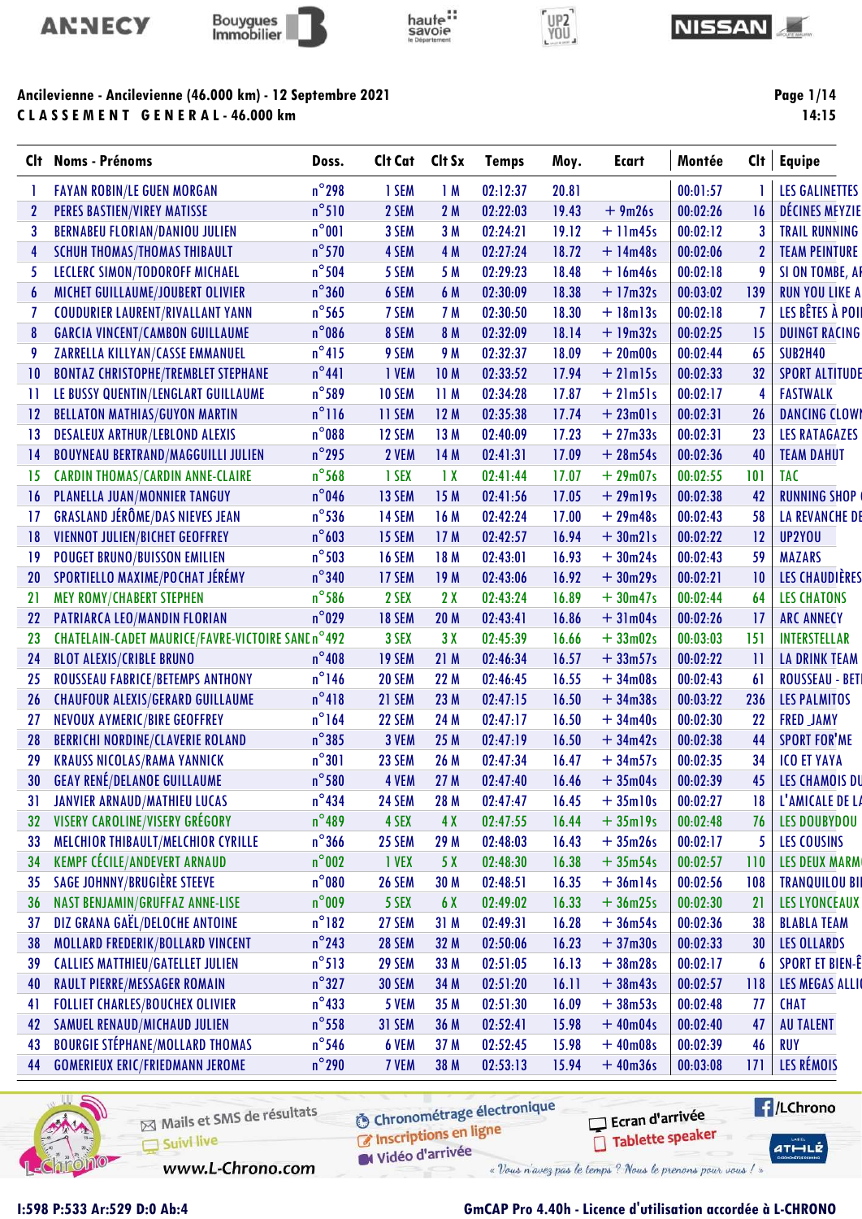Ancilevienne - Ancilevienne (46.000 km) - 12 Septembre 2021

**CLASSEMENT GENERAL - 46.000 km**

| Clt | Noms - Prénoms | Doss. | Clt Cat | Clt Sx | Temps | Moy. | Ecart | Montée | Clt | Equipe |
|---|---|---|---|---|---|---|---|---|---|---|
| 1 | FAYAN ROBIN/LE GUEN MORGAN | n°298 | 1 SEM | 1 M | 02:12:37 | 20.81 | | 00:01:57 | 1 | LES GALINETTES |
| 2 | PERES BASTIEN/VIREY MATISSE | n°510 | 2 SEM | 2 M | 02:22:03 | 19.43 | + 9m26s | 00:02:26 | 16 | DÉCINES MEYZIE |
| 3 | BERNABEU FLORIAN/DANIOU JULIEN | n°001 | 3 SEM | 3 M | 02:24:21 | 19.12 | + 11m45s | 00:02:12 | 3 | TRAIL RUNNING |
| 4 | SCHUH THOMAS/THOMAS THIBAULT | n°570 | 4 SEM | 4 M | 02:27:24 | 18.72 | + 14m48s | 00:02:06 | 2 | TEAM PEINTURE |
| 5 | LECLERC SIMON/TODOROFF MICHAEL | n°504 | 5 SEM | 5 M | 02:29:23 | 18.48 | + 16m46s | 00:02:18 | 9 | SI ON TOMBE, AI |
| 6 | MICHET GUILLAUME/JOUBERT OLIVIER | n°360 | 6 SEM | 6 M | 02:30:09 | 18.38 | + 17m32s | 00:03:02 | 139 | RUN YOU LIKE A |
| 7 | COUDURIER LAURENT/RIVALLANT YANN | n°565 | 7 SEM | 7 M | 02:30:50 | 18.30 | + 18m13s | 00:02:18 | 7 | LES BÊTES À POI |
| 8 | GARCIA VINCENT/CAMBON GUILLAUME | n°086 | 8 SEM | 8 M | 02:32:09 | 18.14 | + 19m32s | 00:02:25 | 15 | DUINGT RACING |
| 9 | ZARRELLA KILLYAN/CASSE EMMANUEL | n°415 | 9 SEM | 9 M | 02:32:37 | 18.09 | + 20m00s | 00:02:44 | 65 | SUB2H40 |
| 10 | BONTAZ CHRISTOPHE/TREMBLET STEPHANE | n°441 | 1 VEM | 10 M | 02:33:52 | 17.94 | + 21m15s | 00:02:33 | 32 | SPORT ALTITUDE |
| 11 | LE BUSSY QUENTIN/LENGLART GUILLAUME | n°589 | 10 SEM | 11 M | 02:34:28 | 17.87 | + 21m51s | 00:02:17 | 4 | FASTWALK |
| 12 | BELLATON MATHIAS/GUYON MARTIN | n°116 | 11 SEM | 12 M | 02:35:38 | 17.74 | + 23m01s | 00:02:31 | 26 | DANCING CLOWI |
| 13 | DESALEUX ARTHUR/LEBLOND ALEXIS | n°088 | 12 SEM | 13 M | 02:40:09 | 17.23 | + 27m33s | 00:02:31 | 23 | LES RATAGAZES |
| 14 | BOUYNEAU BERTRAND/MAGGUILLI JULIEN | n°295 | 2 VEM | 14 M | 02:41:31 | 17.09 | + 28m54s | 00:02:36 | 40 | TEAM DAHUT |
| 15 | CARDIN THOMAS/CARDIN ANNE-CLAIRE | n°568 | 1 SEX | 1 X | 02:41:44 | 17.07 | + 29m07s | 00:02:55 | 101 | TAC |
| 16 | PLANELLA JUAN/MONNIER TANGUY | n°046 | 13 SEM | 15 M | 02:41:56 | 17.05 | + 29m19s | 00:02:38 | 42 | RUNNING SHOP |
| 17 | GRASLAND JÉRÔME/DAS NIEVES JEAN | n°536 | 14 SEM | 16 M | 02:42:24 | 17.00 | + 29m48s | 00:02:43 | 58 | LA REVANCHE DE |
| 18 | VIENNOT JULIEN/BICHET GEOFFREY | n°603 | 15 SEM | 17 M | 02:42:57 | 16.94 | + 30m21s | 00:02:22 | 12 | UP2YOU |
| 19 | POUGET BRUNO/BUISSON EMILIEN | n°503 | 16 SEM | 18 M | 02:43:01 | 16.93 | + 30m24s | 00:02:43 | 59 | MAZARS |
| 20 | SPORTIELLO MAXIME/POCHAT JÉRÉMY | n°340 | 17 SEM | 19 M | 02:43:06 | 16.92 | + 30m29s | 00:02:21 | 10 | LES CHAUDIÈRES |
| 21 | MEY ROMY/CHABERT STEPHEN | n°586 | 2 SEX | 2 X | 02:43:24 | 16.89 | + 30m47s | 00:02:44 | 64 | LES CHATONS |
| 22 | PATRIARCA LEO/MANDIN FLORIAN | n°029 | 18 SEM | 20 M | 02:43:41 | 16.86 | + 31m04s | 00:02:26 | 17 | ARC ANNECY |
| 23 | CHATELAIN-CADET MAURICE/FAVRE-VICTOIRE SANE | n°492 | 3 SEX | 3 X | 02:45:39 | 16.66 | + 33m02s | 00:03:03 | 151 | INTERSTELLAR |
| 24 | BLOT ALEXIS/CRIBLE BRUNO | n°408 | 19 SEM | 21 M | 02:46:34 | 16.57 | + 33m57s | 00:02:22 | 11 | LA DRINK TEAM |
| 25 | ROUSSEAU FABRICE/BETEMPS ANTHONY | n°146 | 20 SEM | 22 M | 02:46:45 | 16.55 | + 34m08s | 00:02:43 | 61 | ROUSSEAU - BETI |
| 26 | CHAUFOUR ALEXIS/GERARD GUILLAUME | n°418 | 21 SEM | 23 M | 02:47:15 | 16.50 | + 34m38s | 00:03:22 | 236 | LES PALMITOS |
| 27 | NEVOUX AYMERIC/BIRE GEOFFREY | n°164 | 22 SEM | 24 M | 02:47:17 | 16.50 | + 34m40s | 00:02:30 | 22 | FRED _JAMY |
| 28 | BERRICHI NORDINE/CLAVERIE ROLAND | n°385 | 3 VEM | 25 M | 02:47:19 | 16.50 | + 34m42s | 00:02:38 | 44 | SPORT FOR'ME |
| 29 | KRAUSS NICOLAS/RAMA YANNICK | n°301 | 23 SEM | 26 M | 02:47:34 | 16.47 | + 34m57s | 00:02:35 | 34 | ICO ET YAYA |
| 30 | GEAY RENÉ/DELANOE GUILLAUME | n°580 | 4 VEM | 27 M | 02:47:40 | 16.46 | + 35m04s | 00:02:39 | 45 | LES CHAMOIS DU |
| 31 | JANVIER ARNAUD/MATHIEU LUCAS | n°434 | 24 SEM | 28 M | 02:47:47 | 16.45 | + 35m10s | 00:02:27 | 18 | L'AMICALE DE LA |
| 32 | VISERY CAROLINE/VISERY GRÉGORY | n°489 | 4 SEX | 4 X | 02:47:55 | 16.44 | + 35m19s | 00:02:48 | 76 | LES DOUBYDOU |
| 33 | MELCHIOR THIBAULT/MELCHIOR CYRILLE | n°366 | 25 SEM | 29 M | 02:48:03 | 16.43 | + 35m26s | 00:02:17 | 5 | LES COUSINS |
| 34 | KEMPF CÉCILE/ANDEVERT ARNAUD | n°002 | 1 VEX | 5 X | 02:48:30 | 16.38 | + 35m54s | 00:02:57 | 110 | LES DEUX MARM |
| 35 | SAGE JOHNNY/BRUGIÈRE STEEVE | n°080 | 26 SEM | 30 M | 02:48:51 | 16.35 | + 36m14s | 00:02:56 | 108 | TRANQUILOU BII |
| 36 | NAST BENJAMIN/GRUFFAZ ANNE-LISE | n°009 | 5 SEX | 6 X | 02:49:02 | 16.33 | + 36m25s | 00:02:30 | 21 | LES LYONCEAUX |
| 37 | DIZ GRANA GAËL/DELOCHE ANTOINE | n°182 | 27 SEM | 31 M | 02:49:31 | 16.28 | + 36m54s | 00:02:36 | 38 | BLABLA TEAM |
| 38 | MOLLARD FREDERIK/BOLLARD VINCENT | n°243 | 28 SEM | 32 M | 02:50:06 | 16.23 | + 37m30s | 00:02:33 | 30 | LES OLLARDS |
| 39 | CALLIES MATTHIEU/GATELLET JULIEN | n°513 | 29 SEM | 33 M | 02:51:05 | 16.13 | + 38m28s | 00:02:17 | 6 | SPORT ET BIEN-Ê |
| 40 | RAULT PIERRE/MESSAGER ROMAIN | n°327 | 30 SEM | 34 M | 02:51:20 | 16.11 | + 38m43s | 00:02:57 | 118 | LES MEGAS ALLI |
| 41 | FOLLIET CHARLES/BOUCHEX OLIVIER | n°433 | 5 VEM | 35 M | 02:51:30 | 16.09 | + 38m53s | 00:02:48 | 77 | CHAT |
| 42 | SAMUEL RENAUD/MICHAUD JULIEN | n°558 | 31 SEM | 36 M | 02:52:41 | 15.98 | + 40m04s | 00:02:40 | 47 | AU TALENT |
| 43 | BOURGIE STÉPHANE/MOLLARD THOMAS | n°546 | 6 VEM | 37 M | 02:52:45 | 15.98 | + 40m08s | 00:02:39 | 46 | RUY |
| 44 | GOMERIEUX ERIC/FRIEDMANN JEROME | n°290 | 7 VEM | 38 M | 02:53:13 | 15.94 | + 40m36s | 00:03:08 | 171 | LES RÉMOIS |

I:598 P:533 Ar:529 D:0 Ab:4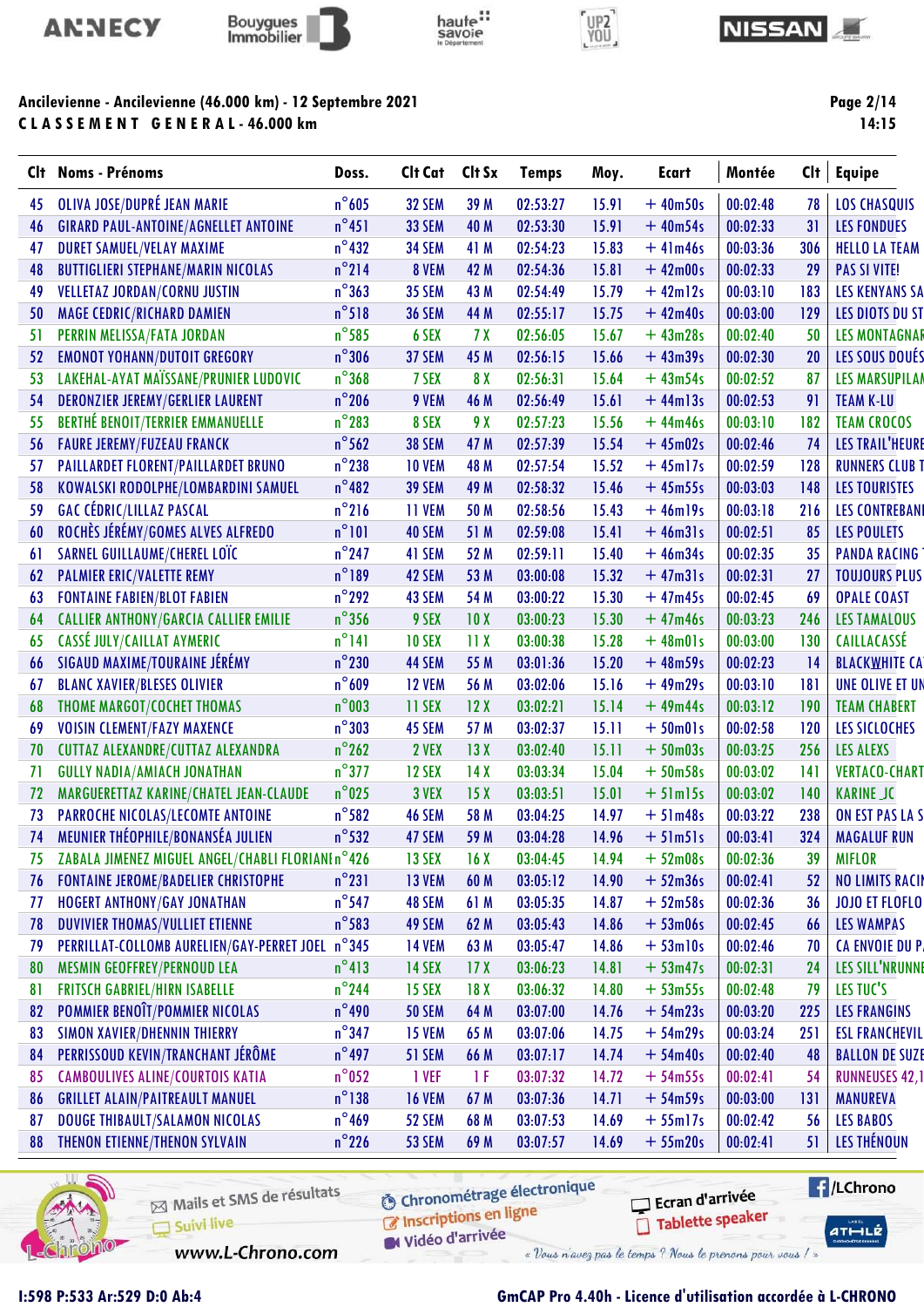**Ancilevienne - Ancilevienne (46.000 km) - 12 Septembre 2021**

**CLASSEMENT GENERAL - 46.000 km**

14:15

| Clt | Noms - Prénoms | Doss. | Clt Cat | Clt Sx | Temps | Moy. | Ecart | Montée | Clt | Equipe |
|---|---|---|---|---|---|---|---|---|---|---|
| 45 | OLIVA JOSE/DUPRÉ JEAN MARIE | n°605 | 32 SEM | 39 M | 02:53:27 | 15.91 | + 40m50s | 00:02:48 | 78 | LOS CHASQUIS |
| 46 | GIRARD PAUL-ANTOINE/AGNELLET ANTOINE | n°451 | 33 SEM | 40 M | 02:53:30 | 15.91 | + 40m54s | 00:02:33 | 31 | LES FONDUES |
| 47 | DURET SAMUEL/VELAY MAXIME | n°432 | 34 SEM | 41 M | 02:54:23 | 15.83 | + 41m46s | 00:03:36 | 306 | HELLO LA TEAM |
| 48 | BUTTIGLIERI STEPHANE/MARIN NICOLAS | n°214 | 8 VEM | 42 M | 02:54:36 | 15.81 | + 42m00s | 00:02:33 | 29 | PAS SI VITE! |
| 49 | VELLETAZ JORDAN/CORNU JUSTIN | n°363 | 35 SEM | 43 M | 02:54:49 | 15.79 | + 42m12s | 00:03:10 | 183 | LES KENYANS SA |
| 50 | MAGE CEDRIC/RICHARD DAMIEN | n°518 | 36 SEM | 44 M | 02:55:17 | 15.75 | + 42m40s | 00:03:00 | 129 | LES DIOTS DU ST |
| 51 | PERRIN MELISSA/FATA JORDAN | n°585 | 6 SEX | 7 X | 02:56:05 | 15.67 | + 43m28s | 00:02:40 | 50 | LES MONTAGNAR |
| 52 | EMONOT YOHANN/DUTOIT GREGORY | n°306 | 37 SEM | 45 M | 02:56:15 | 15.66 | + 43m39s | 00:02:30 | 20 | LES SOUS DOUÉS |
| 53 | LAKEHAL-AYAT MAÏSSANE/PRUNIER LUDOVIC | n°368 | 7 SEX | 8 X | 02:56:31 | 15.64 | + 43m54s | 00:02:52 | 87 | LES MARSUPILAN |
| 54 | DERONZIER JEREMY/GERLIER LAURENT | n°206 | 9 VEM | 46 M | 02:56:49 | 15.61 | + 44m13s | 00:02:53 | 91 | TEAM K-LU |
| 55 | BERTHÉ BENOIT/FERRIER EMMANUELLE | n°283 | 8 SEX | 9 X | 02:57:23 | 15.56 | + 44m46s | 00:03:10 | 182 | TEAM CROCOS |
| 56 | FAURE JEREMY/FUZEAU FRANCK | n°562 | 38 SEM | 47 M | 02:57:39 | 15.54 | + 45m02s | 00:02:46 | 74 | LES TRAIL'HEURE |
| 57 | PAILLARDET FLORENT/PAILLARDET BRUNO | n°238 | 10 VEM | 48 M | 02:57:54 | 15.52 | + 45m17s | 00:02:59 | 128 | RUNNERS CLUB T |
| 58 | KOWALSKI RODOLPHE/LOMBARDINI SAMUEL | n°482 | 39 SEM | 49 M | 02:58:32 | 15.46 | + 45m55s | 00:03:03 | 148 | LES TOURISTES |
| 59 | GAC CÉDRIC/LILLAZ PASCAL | n°216 | 11 VEM | 50 M | 02:58:56 | 15.43 | + 46m19s | 00:03:18 | 216 | LES CONTREBANI |
| 60 | ROCHÈS JÉRÉMY/GOMES ALVES ALFREDO | n°101 | 40 SEM | 51 M | 02:59:08 | 15.41 | + 46m31s | 00:02:51 | 85 | LES POULETS |
| 61 | SARNEL GUILLAUME/CHEREL LOÏC | n°247 | 41 SEM | 52 M | 02:59:11 | 15.40 | + 46m34s | 00:02:35 | 35 | PANDA RACING |
| 62 | PALMIER ERIC/VALETTE REMY | n°189 | 42 SEM | 53 M | 03:00:08 | 15.32 | + 47m31s | 00:02:31 | 27 | TOUJOURS PLUS |
| 63 | FONTAINE FABIEN/BLOT FABIEN | n°292 | 43 SEM | 54 M | 03:00:22 | 15.30 | + 47m45s | 00:02:45 | 69 | OPALE COAST |
| 64 | CALLIER ANTHONY/GARCIA CALLIER EMILIE | n°356 | 9 SEX | 10 X | 03:00:23 | 15.30 | + 47m46s | 00:03:23 | 246 | LES TAMALOUS |
| 65 | CASSÉ JULY/CAILLAT AYMERIC | n°141 | 10 SEX | 11 X | 03:00:38 | 15.28 | + 48m01s | 00:03:00 | 130 | CAILLACASSÉ |
| 66 | SIGAUD MAXIME/TOURAINE JÉRÉMY | n°230 | 44 SEM | 55 M | 03:01:36 | 15.20 | + 48m59s | 00:02:23 | 14 | BLACKWHITE CA |
| 67 | BLANC XAVIER/BLESES OLIVIER | n°609 | 12 VEM | 56 M | 03:02:06 | 15.16 | + 49m29s | 00:03:10 | 181 | UNE OLIVE ET UN |
| 68 | THOME MARGOT/COCHET THOMAS | n°003 | 11 SEX | 12 X | 03:02:21 | 15.14 | + 49m44s | 00:03:12 | 190 | TEAM CHABERT |
| 69 | VOISIN CLEMENT/FAZY MAXENCE | n°303 | 45 SEM | 57 M | 03:02:37 | 15.11 | + 50m01s | 00:02:58 | 120 | LES SICLOCHES |
| 70 | CUTTAZ ALEXANDRE/CUTTAZ ALEXANDRA | n°262 | 2 VEX | 13 X | 03:02:40 | 15.11 | + 50m03s | 00:03:25 | 256 | LES ALEXS |
| 71 | GULLY NADIA/AMIACH JONATHAN | n°377 | 12 SEX | 14 X | 03:03:34 | 15.04 | + 50m58s | 00:03:02 | 141 | VERTACO-CHART |
| 72 | MARGUERETTAZ KARINE/CHATEL JEAN-CLAUDE | n°025 | 3 VEX | 15 X | 03:03:51 | 15.01 | + 51m15s | 00:03:02 | 140 | KARINE _JC |
| 73 | PARROCHE NICOLAS/LECOMTE ANTOINE | n°582 | 46 SEM | 58 M | 03:04:25 | 14.97 | + 51m48s | 00:03:22 | 238 | ON EST PAS LA S |
| 74 | MEUNIER THÉOPHILE/BONANSÉA JULIEN | n°532 | 47 SEM | 59 M | 03:04:28 | 14.96 | + 51m51s | 00:03:41 | 324 | MAGALUF RUN |
| 75 | ZABALA JIMENEZ MIGUEL ANGEL/CHABLI FLORIANI | n°426 | 13 SEX | 16 X | 03:04:45 | 14.94 | + 52m08s | 00:02:36 | 39 | MIFLOR |
| 76 | FONTAINE JEROME/BADELIER CHRISTOPHE | n°231 | 13 VEM | 60 M | 03:05:12 | 14.90 | + 52m36s | 00:02:41 | 52 | NO LIMITS RACIN |
| 77 | HOGERT ANTHONY/GAY JONATHAN | n°547 | 48 SEM | 61 M | 03:05:35 | 14.87 | + 52m58s | 00:02:36 | 36 | JOJO ET FLOFLO |
| 78 | DUVIVIER THOMAS/VULLIET ETIENNE | n°583 | 49 SEM | 62 M | 03:05:43 | 14.86 | + 53m06s | 00:02:45 | 66 | LES WAMPAS |
| 79 | PERRILLAT-COLLOMB AURELIEN/GAY-PERRET JOEL | n°345 | 14 VEM | 63 M | 03:05:47 | 14.86 | + 53m10s | 00:02:46 | 70 | CA ENVOIE DU P. |
| 80 | MESMIN GEOFFREY/PERNOUD LEA | n°413 | 14 SEX | 17 X | 03:06:23 | 14.81 | + 53m47s | 00:02:31 | 24 | LES SILL'NRUNNE |
| 81 | FRITSCH GABRIEL/HIRN ISABELLE | n°244 | 15 SEX | 18 X | 03:06:32 | 14.80 | + 53m55s | 00:02:48 | 79 | LES TUC'S |
| 82 | POMMIER BENOÎT/POMMIER NICOLAS | n°490 | 50 SEM | 64 M | 03:07:00 | 14.76 | + 54m23s | 00:03:20 | 225 | LES FRANGINS |
| 83 | SIMON XAVIER/DHENNIN THIERRY | n°347 | 15 VEM | 65 M | 03:07:06 | 14.75 | + 54m29s | 00:03:24 | 251 | ESL FRANCHEVIL |
| 84 | PERRISSOUD KEVIN/TRANCHANT JÉRÔME | n°497 | 51 SEM | 66 M | 03:07:17 | 14.74 | + 54m40s | 00:02:40 | 48 | BALLON DE SUZE |
| 85 | CAMBOULIVES ALINE/COURTOIS KATIA | n°052 | 1 VEF | 1 F | 03:07:32 | 14.72 | + 54m55s | 00:02:41 | 54 | RUNNEUSES 42,1 |
| 86 | GRILLET ALAIN/PAITREAULT MANUEL | n°138 | 16 VEM | 67 M | 03:07:36 | 14.71 | + 54m59s | 00:03:00 | 131 | MANUREVA |
| 87 | DOUGE THIBAULT/SALAMON NICOLAS | n°469 | 52 SEM | 68 M | 03:07:53 | 14.69 | + 55m17s | 00:02:42 | 56 | LES BABOS |
| 88 | THENON ETIENNE/THENON SYLVAIN | n°226 | 53 SEM | 69 M | 03:07:57 | 14.69 | + 55m20s | 00:02:41 | 51 | LES THÉNOUN |

Mails et SMS de résultats — Suivi live — www.L-Chrono.com
Chronométrage électronique — Inscriptions en ligne — Vidéo d'arrivée
Ecran d'arrivée — Tablette speaker
/LChrono
« Vous n'avez pas le temps ? Nous le prenons pour vous ! »

I:598 P:533 Ar:529 D:0 Ab:4

GmCAP Pro 4.40h - Licence d'utilisation accordée à L-CHRONO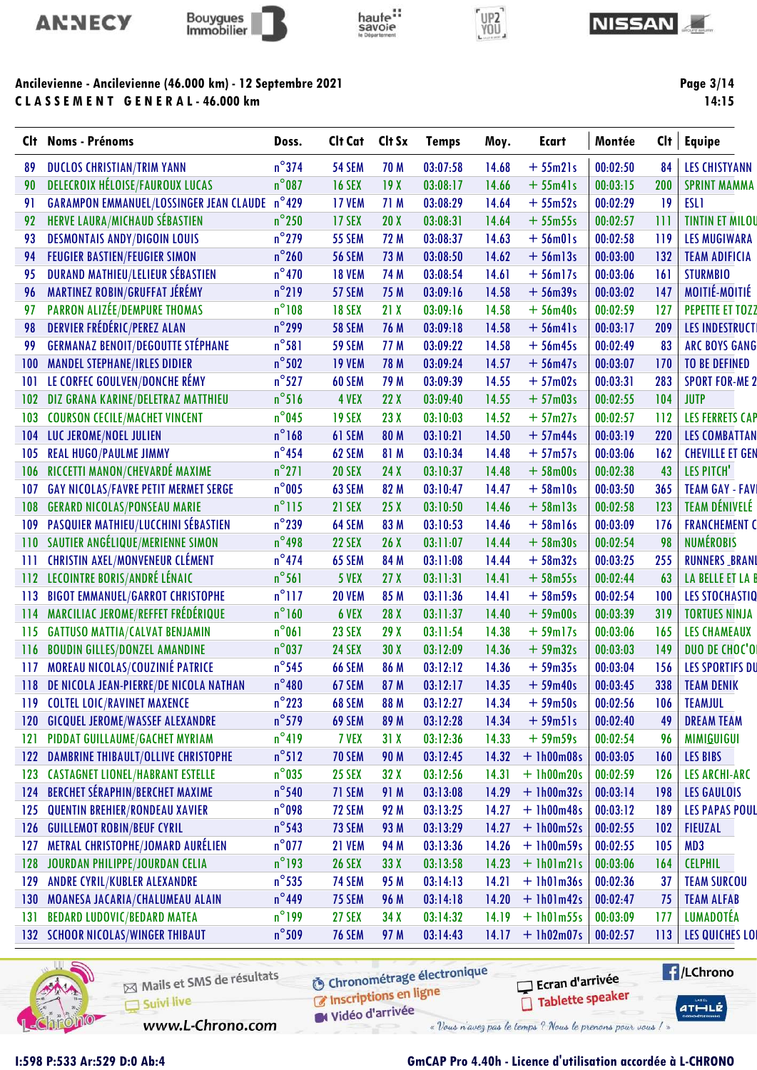## Ancilevienne - Ancilevienne (46.000 km) - 12 Septembre 2021

**C L A S S E M E N T   G E N E R A L - 46.000 km**

| Clt | Noms - Prénoms | Doss. | Clt Cat | Clt Sx | Temps | Moy. | Ecart | Montée | Clt | Equipe |
|---|---|---|---|---|---|---|---|---|---|---|
| 89 | DUCLOS CHRISTIAN/TRIM YANN | n°374 | 54 SEM | 70 M | 03:07:58 | 14.68 | + 55m21s | 00:02:50 | 84 | LES CHISTYANN |
| 90 | DELECROIX HÉLOÏSE/FAUROUX LUCAS | n°087 | 16 SEX | 19 X | 03:08:17 | 14.66 | + 55m41s | 00:03:15 | 200 | SPRINT MAMMA |
| 91 | GARAMPON EMMANUEL/LOSSINGER JEAN CLAUDE | n°429 | 17 VEM | 71 M | 03:08:29 | 14.64 | + 55m52s | 00:02:29 | 19 | ESL1 |
| 92 | HERVE LAURA/MICHAUD SÉBASTIEN | n°250 | 17 SEX | 20 X | 03:08:31 | 14.64 | + 55m55s | 00:02:57 | 111 | TINTIN ET MILOU |
| 93 | DESMONTAIS ANDY/DIGOIN LOUIS | n°279 | 55 SEM | 72 M | 03:08:37 | 14.63 | + 56m01s | 00:02:58 | 119 | LES MUGIWARA |
| 94 | FEUGIER BASTIEN/FEUGIER SIMON | n°260 | 56 SEM | 73 M | 03:08:50 | 14.62 | + 56m13s | 00:03:00 | 132 | TEAM ADIFICIA |
| 95 | DURAND MATHIEU/LELIEUR SÉBASTIEN | n°470 | 18 VEM | 74 M | 03:08:54 | 14.61 | + 56m17s | 00:03:06 | 161 | STURMBIO |
| 96 | MARTINEZ ROBIN/GRUFFAT JÉRÉMY | n°219 | 57 SEM | 75 M | 03:09:16 | 14.58 | + 56m39s | 00:03:02 | 147 | MOITIÉ-MOITIÉ |
| 97 | PARRON ALIZÉE/DEMPURE THOMAS | n°108 | 18 SEX | 21 X | 03:09:16 | 14.58 | + 56m40s | 00:02:59 | 127 | PEPETTE ET TOZZ |
| 98 | DERVIER FRÉDÉRIC/PEREZ ALAN | n°299 | 58 SEM | 76 M | 03:09:18 | 14.58 | + 56m41s | 00:03:17 | 209 | LES INDESTRUCT |
| 99 | GERMANAZ BENOIT/DEGOUTTE STÉPHANE | n°581 | 59 SEM | 77 M | 03:09:22 | 14.58 | + 56m45s | 00:02:49 | 83 | ARC BOYS GANG |
| 100 | MANDEL STEPHANE/IRLES DIDIER | n°502 | 19 VEM | 78 M | 03:09:24 | 14.57 | + 56m47s | 00:03:07 | 170 | TO BE DEFINED |
| 101 | LE CORFEC GOULVEN/DONCHE RÉMY | n°527 | 60 SEM | 79 M | 03:09:39 | 14.55 | + 57m02s | 00:03:31 | 283 | SPORT FOR-ME 2 |
| 102 | DIZ GRANA KARINE/DELETRAZ MATTHIEU | n°516 | 4 VEX | 22 X | 03:09:40 | 14.55 | + 57m03s | 00:02:55 | 104 | JUTP |
| 103 | COURSON CECILE/MACHET VINCENT | n°045 | 19 SEX | 23 X | 03:10:03 | 14.52 | + 57m27s | 00:02:57 | 112 | LES FERRETS CAP |
| 104 | LUC JEROME/NOEL JULIEN | n°168 | 61 SEM | 80 M | 03:10:21 | 14.50 | + 57m44s | 00:03:19 | 220 | LES COMBATTAN |
| 105 | REAL HUGO/PAULME JIMMY | n°454 | 62 SEM | 81 M | 03:10:34 | 14.48 | + 57m57s | 00:03:06 | 162 | CHEVILLE ET GEN |
| 106 | RICCETTI MANON/CHEVARDÉ MAXIME | n°271 | 20 SEX | 24 X | 03:10:37 | 14.48 | + 58m00s | 00:02:38 | 43 | LES PITCH' |
| 107 | GAY NICOLAS/FAVRE PETIT MERMET SERGE | n°005 | 63 SEM | 82 M | 03:10:47 | 14.47 | + 58m10s | 00:03:50 | 365 | TEAM GAY - FAV |
| 108 | GERARD NICOLAS/PONSEAU MARIE | n°115 | 21 SEX | 25 X | 03:10:50 | 14.46 | + 58m13s | 00:02:58 | 123 | TEAM DÉNIVELÉ |
| 109 | PASQUIER MATHIEU/LUCCHINI SÉBASTIEN | n°239 | 64 SEM | 83 M | 03:10:53 | 14.46 | + 58m16s | 00:03:09 | 176 | FRANCHEMENT C |
| 110 | SAUTIER ANGÉLIQUE/MERIENNE SIMON | n°498 | 22 SEX | 26 X | 03:11:07 | 14.44 | + 58m30s | 00:02:54 | 98 | NUMÉROBIS |
| 111 | CHRISTIN AXEL/MONVENEUR CLÉMENT | n°474 | 65 SEM | 84 M | 03:11:08 | 14.44 | + 58m32s | 00:03:25 | 255 | RUNNERS_BRANL |
| 112 | LECOINTRE BORIS/ANDRÉ LÉNAIC | n°561 | 5 VEX | 27 X | 03:11:31 | 14.41 | + 58m55s | 00:02:44 | 63 | LA BELLE ET LA B |
| 113 | BIGOT EMMANUEL/GARROT CHRISTOPHE | n°117 | 20 VEM | 85 M | 03:11:36 | 14.41 | + 58m59s | 00:02:54 | 100 | LES STOCHASTIQ |
| 114 | MARCILIAC JEROME/REFFET FRÉDÉRIQUE | n°160 | 6 VEX | 28 X | 03:11:37 | 14.40 | + 59m00s | 00:03:39 | 319 | TORTUES NINJA |
| 115 | GATTUSO MATTIA/CALVAT BENJAMIN | n°061 | 23 SEX | 29 X | 03:11:54 | 14.38 | + 59m17s | 00:03:06 | 165 | LES CHAMEAUX |
| 116 | BOUDIN GILLES/DONZEL AMANDINE | n°037 | 24 SEX | 30 X | 03:12:09 | 14.36 | + 59m32s | 00:03:03 | 149 | DUO DE CHOC'O |
| 117 | MOREAU NICOLAS/COUZINIÉ PATRICE | n°545 | 66 SEM | 86 M | 03:12:12 | 14.36 | + 59m35s | 00:03:04 | 156 | LES SPORTIFS DU |
| 118 | DE NICOLA JEAN-PIERRE/DE NICOLA NATHAN | n°480 | 67 SEM | 87 M | 03:12:17 | 14.35 | + 59m40s | 00:03:45 | 338 | TEAM DENIK |
| 119 | COLTEL LOIC/RAVINET MAXENCE | n°223 | 68 SEM | 88 M | 03:12:27 | 14.34 | + 59m50s | 00:02:56 | 106 | TEAMJUL |
| 120 | GICQUEL JEROME/WASSEF ALEXANDRE | n°579 | 69 SEM | 89 M | 03:12:28 | 14.34 | + 59m51s | 00:02:40 | 49 | DREAM TEAM |
| 121 | PIDDAT GUILLAUME/GACHET MYRIAM | n°419 | 7 VEX | 31 X | 03:12:36 | 14.33 | + 59m59s | 00:02:54 | 96 | MIMIGUIGUI |
| 122 | DAMBRINE THIBAULT/OLLIVE CHRISTOPHE | n°512 | 70 SEM | 90 M | 03:12:45 | 14.32 | + 1h00m08s | 00:03:05 | 160 | LES BIBS |
| 123 | CASTAGNET LIONEL/HABRANT ESTELLE | n°035 | 25 SEX | 32 X | 03:12:56 | 14.31 | + 1h00m20s | 00:02:59 | 126 | LES ARCHI-ARC |
| 124 | BERCHET SÉRAPHIN/BERCHET MAXIME | n°540 | 71 SEM | 91 M | 03:13:08 | 14.29 | + 1h00m32s | 00:03:14 | 198 | LES GAULOIS |
| 125 | QUENTIN BREHIER/RONDEAU XAVIER | n°098 | 72 SEM | 92 M | 03:13:25 | 14.27 | + 1h00m48s | 00:03:12 | 189 | LES PAPAS POUL |
| 126 | GUILLEMOT ROBIN/BEUF CYRIL | n°543 | 73 SEM | 93 M | 03:13:29 | 14.27 | + 1h00m52s | 00:02:55 | 102 | FIEUZAL |
| 127 | METRAL CHRISTOPHE/JOMARD AURÉLIEN | n°077 | 21 VEM | 94 M | 03:13:36 | 14.26 | + 1h00m59s | 00:02:55 | 105 | MD3 |
| 128 | JOURDAN PHILIPPE/JOURDAN CELIA | n°193 | 26 SEX | 33 X | 03:13:58 | 14.23 | + 1h01m21s | 00:03:06 | 164 | CELPHIL |
| 129 | ANDRE CYRIL/KUBLER ALEXANDRE | n°535 | 74 SEM | 95 M | 03:14:13 | 14.21 | + 1h01m36s | 00:02:36 | 37 | TEAM SURCOU |
| 130 | MOANESA JACARIA/CHALUMEAU ALAIN | n°449 | 75 SEM | 96 M | 03:14:18 | 14.20 | + 1h01m42s | 00:02:47 | 75 | TEAM ALFAB |
| 131 | BEDARD LUDOVIC/BEDARD MATEA | n°199 | 27 SEX | 34 X | 03:14:32 | 14.19 | + 1h01m55s | 00:03:09 | 177 | LUMADOTÉA |
| 132 | SCHOOR NICOLAS/WINGER THIBAUT | n°509 | 76 SEM | 97 M | 03:14:43 | 14.17 | + 1h02m07s | 00:02:57 | 113 | LES QUICHES LO |

I:598 P:533 Ar:529 D:0 Ab:4

GmCAP Pro 4.40h - Licence d'utilisation accordée à L-CHRONO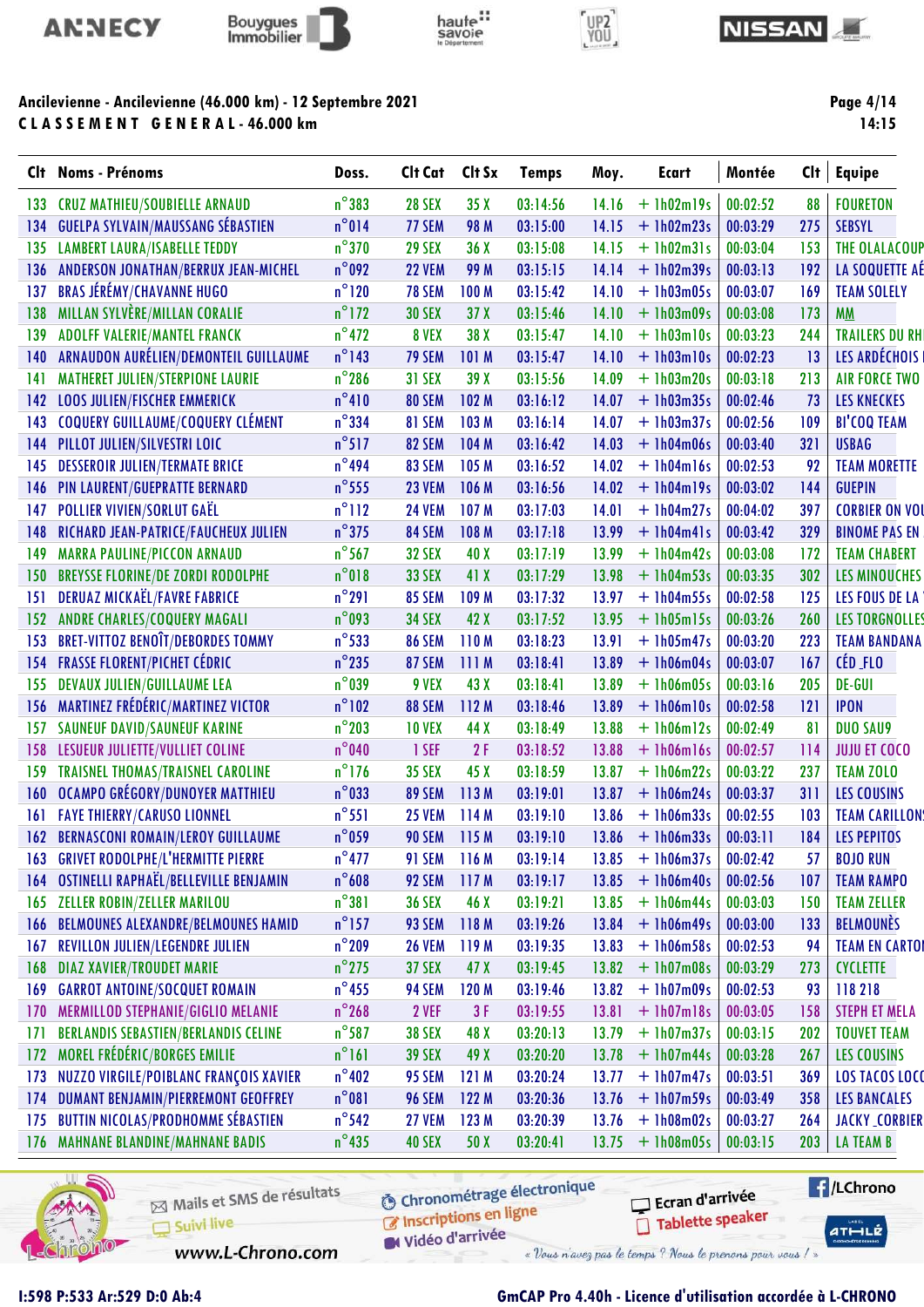Ancilevienne - Ancilevienne (46.000 km) - 12 Septembre 2021

CLASSEMENT GENERAL - 46.000 km

14:15

| Clt | Noms - Prénoms | Doss. | Clt Cat | Clt Sx | Temps | Moy. | Ecart | Montée | Clt | Equipe |
|---|---|---|---|---|---|---|---|---|---|---|
| 133 | CRUZ MATHIEU/SOUBIELLE ARNAUD | n°383 | 28 SEX | 35 X | 03:14:56 | 14.16 | + 1h02m19s | 00:02:52 | 88 | FOURETON |
| 134 | GUELPA SYLVAIN/MAUSSANG SÉBASTIEN | n°014 | 77 SEM | 98 M | 03:15:00 | 14.15 | + 1h02m23s | 00:03:29 | 275 | SEBSYL |
| 135 | LAMBERT LAURA/ISABELLE TEDDY | n°370 | 29 SEX | 36 X | 03:15:08 | 14.15 | + 1h02m31s | 00:03:04 | 153 | THE OLALACOUP |
| 136 | ANDERSON JONATHAN/BERRUX JEAN-MICHEL | n°092 | 22 VEM | 99 M | 03:15:15 | 14.14 | + 1h02m39s | 00:03:13 | 192 | LA SOQUETTE AÉ |
| 137 | BRAS JÉRÉMY/CHAVANNE HUGO | n°120 | 78 SEM | 100 M | 03:15:42 | 14.10 | + 1h03m05s | 00:03:07 | 169 | TEAM SOLELY |
| 138 | MILLAN SYLVÈRE/MILLAN CORALIE | n°172 | 30 SEX | 37 X | 03:15:46 | 14.10 | + 1h03m09s | 00:03:08 | 173 | MM |
| 139 | ADOLFF VALERIE/MANTEL FRANCK | n°472 | 8 VEX | 38 X | 03:15:47 | 14.10 | + 1h03m10s | 00:03:23 | 244 | TRAILERS DU RH |
| 140 | ARNAUDON AURÉLIEN/DEMONTEIL GUILLAUME | n°143 | 79 SEM | 101 M | 03:15:47 | 14.10 | + 1h03m10s | 00:02:23 | 13 | LES ARDÉCHOIS |
| 141 | MATHERET JULIEN/STERPIONE LAURIE | n°286 | 31 SEX | 39 X | 03:15:56 | 14.09 | + 1h03m20s | 00:03:18 | 213 | AIR FORCE TWO |
| 142 | LOOS JULIEN/FISCHER EMMERICK | n°410 | 80 SEM | 102 M | 03:16:12 | 14.07 | + 1h03m35s | 00:02:46 | 73 | LES KNECKES |
| 143 | COQUERY GUILLAUME/COQUERY CLÉMENT | n°334 | 81 SEM | 103 M | 03:16:14 | 14.07 | + 1h03m37s | 00:02:56 | 109 | BI'COQ TEAM |
| 144 | PILLOT JULIEN/SILVESTRI LOIC | n°517 | 82 SEM | 104 M | 03:16:42 | 14.03 | + 1h04m06s | 00:03:40 | 321 | USBAG |
| 145 | DESSEROIR JULIEN/TERMATE BRICE | n°494 | 83 SEM | 105 M | 03:16:52 | 14.02 | + 1h04m16s | 00:02:53 | 92 | TEAM MORETTE |
| 146 | PIN LAURENT/GUEPRATTE BERNARD | n°555 | 23 VEM | 106 M | 03:16:56 | 14.02 | + 1h04m19s | 00:03:02 | 144 | GUEPIN |
| 147 | POLLIER VIVIEN/SORLUT GAËL | n°112 | 24 VEM | 107 M | 03:17:03 | 14.01 | + 1h04m27s | 00:04:02 | 397 | CORBIER ON VOU |
| 148 | RICHARD JEAN-PATRICE/FAUCHEUX JULIEN | n°375 | 84 SEM | 108 M | 03:17:18 | 13.99 | + 1h04m41s | 00:03:42 | 329 | BINOME PAS EN |
| 149 | MARRA PAULINE/PICCON ARNAUD | n°567 | 32 SEX | 40 X | 03:17:19 | 13.99 | + 1h04m42s | 00:03:08 | 172 | TEAM CHABERT |
| 150 | BREYSSE FLORINE/DE ZORDI RODOLPHE | n°018 | 33 SEX | 41 X | 03:17:29 | 13.98 | + 1h04m53s | 00:03:35 | 302 | LES MINOUCHES |
| 151 | DERUAZ MICKAËL/FAVRE FABRICE | n°291 | 85 SEM | 109 M | 03:17:32 | 13.97 | + 1h04m55s | 00:02:58 | 125 | LES FOUS DE LA |
| 152 | ANDRE CHARLES/COQUERY MAGALI | n°093 | 34 SEX | 42 X | 03:17:52 | 13.95 | + 1h05m15s | 00:03:26 | 260 | LES TORGNOLLES |
| 153 | BRET-VITTOZ BENOÎT/DEBORDES TOMMY | n°533 | 86 SEM | 110 M | 03:18:23 | 13.91 | + 1h05m47s | 00:03:20 | 223 | TEAM BANDANA |
| 154 | FRASSE FLORENT/PICHET CÉDRIC | n°235 | 87 SEM | 111 M | 03:18:41 | 13.89 | + 1h06m04s | 00:03:07 | 167 | CÉD_FLO |
| 155 | DEVAUX JULIEN/GUILLAUME LEA | n°039 | 9 VEX | 43 X | 03:18:41 | 13.89 | + 1h06m05s | 00:03:16 | 205 | DE-GUI |
| 156 | MARTINEZ FRÉDÉRIC/MARTINEZ VICTOR | n°102 | 88 SEM | 112 M | 03:18:46 | 13.89 | + 1h06m10s | 00:02:58 | 121 | IPON |
| 157 | SAUNEUF DAVID/SAUNEUF KARINE | n°203 | 10 VEX | 44 X | 03:18:49 | 13.88 | + 1h06m12s | 00:02:49 | 81 | DUO SAU9 |
| 158 | LESUEUR JULIETTE/VULLIET COLINE | n°040 | 1 SEF | 2 F | 03:18:52 | 13.88 | + 1h06m16s | 00:02:57 | 114 | JUJU ET COCO |
| 159 | TRAISNEL THOMAS/TRAISNEL CAROLINE | n°176 | 35 SEX | 45 X | 03:18:59 | 13.87 | + 1h06m22s | 00:03:22 | 237 | TEAM ZOLO |
| 160 | OCAMPO GRÉGORY/DUNOYER MATTHIEU | n°033 | 89 SEM | 113 M | 03:19:01 | 13.87 | + 1h06m24s | 00:03:37 | 311 | LES COUSINS |
| 161 | FAYE THIERRY/CARUSO LIONNEL | n°551 | 25 VEM | 114 M | 03:19:10 | 13.86 | + 1h06m33s | 00:02:55 | 103 | TEAM CARILLON |
| 162 | BERNASCONI ROMAIN/LEROY GUILLAUME | n°059 | 90 SEM | 115 M | 03:19:10 | 13.86 | + 1h06m33s | 00:03:11 | 184 | LES PEPITOS |
| 163 | GRIVET RODOLPHE/L'HERMITTE PIERRE | n°477 | 91 SEM | 116 M | 03:19:14 | 13.85 | + 1h06m37s | 00:02:42 | 57 | BOJO RUN |
| 164 | OSTINELLI RAPHAËL/BELLEVILLE BENJAMIN | n°608 | 92 SEM | 117 M | 03:19:17 | 13.85 | + 1h06m40s | 00:02:56 | 107 | TEAM RAMPO |
| 165 | ZELLER ROBIN/ZELLER MARILOU | n°381 | 36 SEX | 46 X | 03:19:21 | 13.85 | + 1h06m44s | 00:03:03 | 150 | TEAM ZELLER |
| 166 | BELMOUNES ALEXANDRE/BELMOUNES HAMID | n°157 | 93 SEM | 118 M | 03:19:26 | 13.84 | + 1h06m49s | 00:03:00 | 133 | BELMOUNÈS |
| 167 | REVILLON JULIEN/LEGENDRE JULIEN | n°209 | 26 VEM | 119 M | 03:19:35 | 13.83 | + 1h06m58s | 00:02:53 | 94 | TEAM EN CARTO |
| 168 | DIAZ XAVIER/TROUDET MARIE | n°275 | 37 SEX | 47 X | 03:19:45 | 13.82 | + 1h07m08s | 00:03:29 | 273 | CYCLETTE |
| 169 | GARROT ANTOINE/SOCQUET ROMAIN | n°455 | 94 SEM | 120 M | 03:19:46 | 13.82 | + 1h07m09s | 00:02:53 | 93 | 118 218 |
| 170 | MERMILLOD STEPHANIE/GIGLIO MELANIE | n°268 | 2 VEF | 3 F | 03:19:55 | 13.81 | + 1h07m18s | 00:03:05 | 158 | STEPH ET MELA |
| 171 | BERLANDIS SEBASTIEN/BERLANDIS CELINE | n°587 | 38 SEX | 48 X | 03:20:13 | 13.79 | + 1h07m37s | 00:03:15 | 202 | TOUVET TEAM |
| 172 | MOREL FRÉDÉRIC/BORGES EMILIE | n°161 | 39 SEX | 49 X | 03:20:20 | 13.78 | + 1h07m44s | 00:03:28 | 267 | LES COUSINS |
| 173 | NUZZO VIRGILE/POIBLANC FRANÇOIS XAVIER | n°402 | 95 SEM | 121 M | 03:20:24 | 13.77 | + 1h07m47s | 00:03:51 | 369 | LOS TACOS LOCO |
| 174 | DUMANT BENJAMIN/PIERREMONT GEOFFREY | n°081 | 96 SEM | 122 M | 03:20:36 | 13.76 | + 1h07m59s | 00:03:49 | 358 | LES BANCALES |
| 175 | BUTTIN NICOLAS/PRODHOMME SÉBASTIEN | n°542 | 27 VEM | 123 M | 03:20:39 | 13.76 | + 1h08m02s | 00:03:27 | 264 | JACKY_CORBIER |
| 176 | MAHNANE BLANDINE/MAHNANE BADIS | n°435 | 40 SEX | 50 X | 03:20:41 | 13.75 | + 1h08m05s | 00:03:15 | 203 | LA TEAM B |

Mails et SMS de résultats · Suivi live · www.L-Chrono.com · Chronométrage électronique · Inscriptions en ligne · Vidéo d'arrivée · Ecran d'arrivée · Tablette speaker · /LChrono

« Vous n'avez pas le temps ? Nous le prenons pour vous ! »

I:598 P:533 Ar:529 D:0 Ab:4

GmCAP Pro 4.40h - Licence d'utilisation accordée à L-CHRONO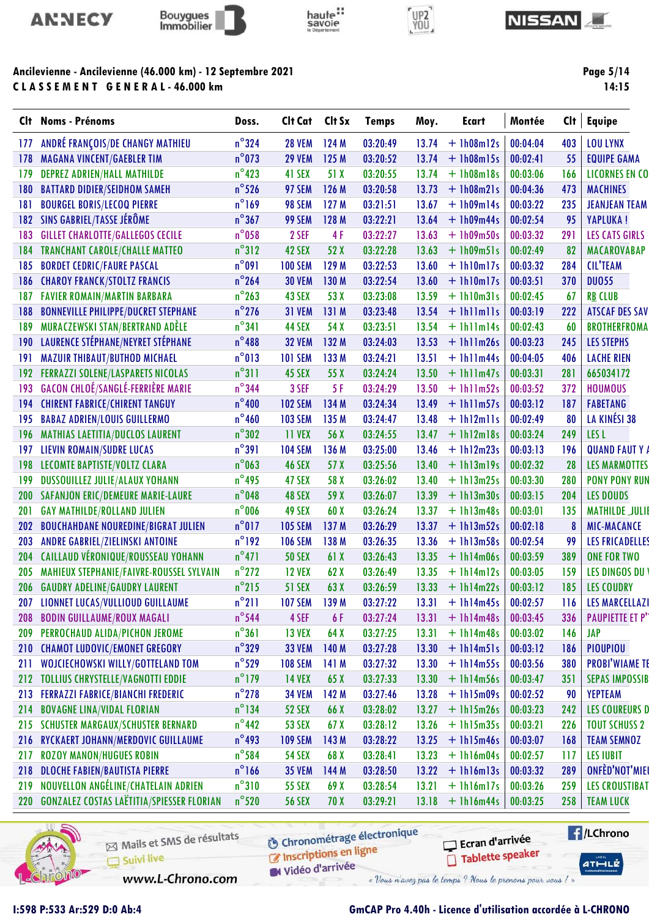Ancilevienne - Ancilevienne (46.000 km) - 12 Septembre 2021

**C L A S S E M E N T   G E N E R A L - 46.000 km**

| Clt | Noms - Prénoms | Doss. | Clt Cat | Clt Sx | Temps | Moy. | Ecart | Montée | Clt | Equipe |
|---|---|---|---|---|---|---|---|---|---|---|
| 177 | ANDRÉ FRANÇOIS/DE CHANGY MATHIEU | n°324 | 28 VEM | 124 M | 03:20:49 | 13.74 | + 1h08m12s | 00:04:04 | 403 | LOU LYNX |
| 178 | MAGANA VINCENT/GAEBLER TIM | n°073 | 29 VEM | 125 M | 03:20:52 | 13.74 | + 1h08m15s | 00:02:41 | 55 | EQUIPE GAMA |
| 179 | DEPREZ ADRIEN/HALL MATHILDE | n°423 | 41 SEX | 51 X | 03:20:55 | 13.74 | + 1h08m18s | 00:03:06 | 166 | LICORNES EN CO |
| 180 | BATTARD DIDIER/SEIDHOM SAMEH | n°526 | 97 SEM | 126 M | 03:20:58 | 13.73 | + 1h08m21s | 00:04:36 | 473 | MACHINES |
| 181 | BOURGEL BORIS/LECOQ PIERRE | n°169 | 98 SEM | 127 M | 03:21:51 | 13.67 | + 1h09m14s | 00:03:22 | 235 | JEANJEAN TEAM |
| 182 | SINS GABRIEL/TASSE JÉRÔME | n°367 | 99 SEM | 128 M | 03:22:21 | 13.64 | + 1h09m44s | 00:02:54 | 95 | YAPLUKA ! |
| 183 | GILLET CHARLOTTE/GALLEGOS CECILE | n°058 | 2 SEF | 4 F | 03:22:27 | 13.63 | + 1h09m50s | 00:03:32 | 291 | LES CATS GIRLS |
| 184 | TRANCHANT CAROLE/CHALLE MATTEO | n°312 | 42 SEX | 52 X | 03:22:28 | 13.63 | + 1h09m51s | 00:02:49 | 82 | MACAROVABAP |
| 185 | BORDET CEDRIC/FAURE PASCAL | n°091 | 100 SEM | 129 M | 03:22:53 | 13.60 | + 1h10m17s | 00:03:32 | 284 | CIL'TEAM |
| 186 | CHAROY FRANCK/STOLTZ FRANCIS | n°264 | 30 VEM | 130 M | 03:22:54 | 13.60 | + 1h10m17s | 00:03:51 | 370 | DUO55 |
| 187 | FAVIER ROMAIN/MARTIN BARBARA | n°263 | 43 SEX | 53 X | 03:23:08 | 13.59 | + 1h10m31s | 00:02:45 | 67 | RB CLUB |
| 188 | BONNEVILLE PHILIPPE/DUCRET STEPHANE | n°276 | 31 VEM | 131 M | 03:23:48 | 13.54 | + 1h11m11s | 00:03:19 | 222 | ATSCAF DES SAV |
| 189 | MURACZEWSKI STAN/BERTRAND ADÈLE | n°341 | 44 SEX | 54 X | 03:23:51 | 13.54 | + 1h11m14s | 00:02:43 | 60 | BROTHERFROMA |
| 190 | LAURENCE STÉPHANE/NEYRET STÉPHANE | n°488 | 32 VEM | 132 M | 03:24:03 | 13.53 | + 1h11m26s | 00:03:23 | 245 | LES STEPHS |
| 191 | MAZUIR THIBAUT/BUTHOD MICHAEL | n°013 | 101 SEM | 133 M | 03:24:21 | 13.51 | + 1h11m44s | 00:04:05 | 406 | LACHE RIEN |
| 192 | FERRAZZI SOLENE/LASPARETS NICOLAS | n°311 | 45 SEX | 55 X | 03:24:24 | 13.50 | + 1h11m47s | 00:03:31 | 281 | 665034172 |
| 193 | GACON CHLOÉ/SANGLÉ-FERRIÈRE MARIE | n°344 | 3 SEF | 5 F | 03:24:29 | 13.50 | + 1h11m52s | 00:03:52 | 372 | HOUMOUS |
| 194 | CHIRENT FABRICE/CHIRENT TANGUY | n°400 | 102 SEM | 134 M | 03:24:34 | 13.49 | + 1h11m57s | 00:03:12 | 187 | FABETANG |
| 195 | BABAZ ADRIEN/LOUIS GUILLERMO | n°460 | 103 SEM | 135 M | 03:24:47 | 13.48 | + 1h12m11s | 00:02:49 | 80 | LA KINÉSI 38 |
| 196 | MATHIAS LAETITIA/DUCLOS LAURENT | n°302 | 11 VEX | 56 X | 03:24:55 | 13.47 | + 1h12m18s | 00:03:24 | 249 | LES L |
| 197 | LIEVIN ROMAIN/SUDRE LUCAS | n°391 | 104 SEM | 136 M | 03:25:00 | 13.46 | + 1h12m23s | 00:03:13 | 196 | QUAND FAUT Y A |
| 198 | LECOMTE BAPTISTE/VOLTZ CLARA | n°063 | 46 SEX | 57 X | 03:25:56 | 13.40 | + 1h13m19s | 00:02:32 | 28 | LES MARMOTTES |
| 199 | DUSSOUILLEZ JULIE/ALAUX YOHANN | n°495 | 47 SEX | 58 X | 03:26:02 | 13.40 | + 1h13m25s | 00:03:30 | 280 | PONY PONY RUN |
| 200 | SAFANJON ERIC/DEMEURE MARIE-LAURE | n°048 | 48 SEX | 59 X | 03:26:07 | 13.39 | + 1h13m30s | 00:03:15 | 204 | LES DOUDS |
| 201 | GAY MATHILDE/ROLLAND JULIEN | n°006 | 49 SEX | 60 X | 03:26:24 | 13.37 | + 1h13m48s | 00:03:01 | 135 | MATHILDE_JULIE |
| 202 | BOUCHAHDANE NOUREDINE/BIGRAT JULIEN | n°017 | 105 SEM | 137 M | 03:26:29 | 13.37 | + 1h13m52s | 00:02:18 | 8 | MIC-MACANCE |
| 203 | ANDRE GABRIEL/ZIELINSKI ANTOINE | n°192 | 106 SEM | 138 M | 03:26:35 | 13.36 | + 1h13m58s | 00:02:54 | 99 | LES FRICADELLES |
| 204 | CAILLAUD VÉRONIQUE/ROUSSEAU YOHANN | n°471 | 50 SEX | 61 X | 03:26:43 | 13.35 | + 1h14m06s | 00:03:59 | 389 | ONE FOR TWO |
| 205 | MAHIEUX STEPHANIE/FAIVRE-ROUSSEL SYLVAIN | n°272 | 12 VEX | 62 X | 03:26:49 | 13.35 | + 1h14m12s | 00:03:05 | 159 | LES DINGOS DU |
| 206 | GAUDRY ADELINE/GAUDRY LAURENT | n°215 | 51 SEX | 63 X | 03:26:59 | 13.33 | + 1h14m22s | 00:03:12 | 185 | LES COUDRY |
| 207 | LIONNET LUCAS/VULLIOUD GUILLAUME | n°211 | 107 SEM | 139 M | 03:27:22 | 13.31 | + 1h14m45s | 00:02:57 | 116 | LES MARCELLAZI |
| 208 | BODIN GUILLAUME/ROUX MAGALI | n°544 | 4 SEF | 6 F | 03:27:24 | 13.31 | + 1h14m48s | 00:03:45 | 336 | PAUPIETTE ET P' |
| 209 | PERROCHAUD ALIDA/PICHON JEROME | n°361 | 13 VEX | 64 X | 03:27:25 | 13.31 | + 1h14m48s | 00:03:02 | 146 | JAP |
| 210 | CHAMOT LUDOVIC/EMONET GREGORY | n°329 | 33 VEM | 140 M | 03:27:28 | 13.30 | + 1h14m51s | 00:03:12 | 186 | PIOUPIOU |
| 211 | WOJCIECHOWSKI WILLY/GOTTELAND TOM | n°529 | 108 SEM | 141 M | 03:27:32 | 13.30 | + 1h14m55s | 00:03:56 | 380 | PROBI'WIAME TE |
| 212 | TOLLIUS CHRYSTELLE/VAGNOTTI EDDIE | n°179 | 14 VEX | 65 X | 03:27:33 | 13.30 | + 1h14m56s | 00:03:47 | 351 | SEPAS IMPOSSIB |
| 213 | FERRAZZI FABRICE/BIANCHI FREDERIC | n°278 | 34 VEM | 142 M | 03:27:46 | 13.28 | + 1h15m09s | 00:02:52 | 90 | YEPTEAM |
| 214 | BOVAGNE LINA/VIDAL FLORIAN | n°134 | 52 SEX | 66 X | 03:28:02 | 13.27 | + 1h15m26s | 00:03:23 | 242 | LES COUREURS D |
| 215 | SCHUSTER MARGAUX/SCHUSTER BERNARD | n°442 | 53 SEX | 67 X | 03:28:12 | 13.26 | + 1h15m35s | 00:03:21 | 226 | TOUT SCHUSS 2 |
| 216 | RYCKAERT JOHANN/MERDOVIC GUILLAUME | n°493 | 109 SEM | 143 M | 03:28:22 | 13.25 | + 1h15m46s | 00:03:07 | 168 | TEAM SEMNOZ |
| 217 | ROZOY MANON/HUGUES ROBIN | n°584 | 54 SEX | 68 X | 03:28:41 | 13.23 | + 1h16m04s | 00:02:57 | 117 | LES IUBIT |
| 218 | DLOCHE FABIEN/BAUTISTA PIERRE | n°166 | 35 VEM | 144 M | 03:28:50 | 13.22 | + 1h16m13s | 00:03:32 | 289 | ONFÈD'NOT'MIEU |
| 219 | NOUVELLON ANGÉLINE/CHATELAIN ADRIEN | n°310 | 55 SEX | 69 X | 03:28:54 | 13.21 | + 1h16m17s | 00:03:26 | 259 | LES CROUSTIBAT |
| 220 | GONZALEZ COSTAS LAËTITIA/SPIESSER FLORIAN | n°520 | 56 SEX | 70 X | 03:29:21 | 13.18 | + 1h16m44s | 00:03:25 | 258 | TEAM LUCK |

I:598 P:533 Ar:529 D:0 Ab:4

GmCAP Pro 4.40h - Licence d'utilisation accordée à L-CHRONO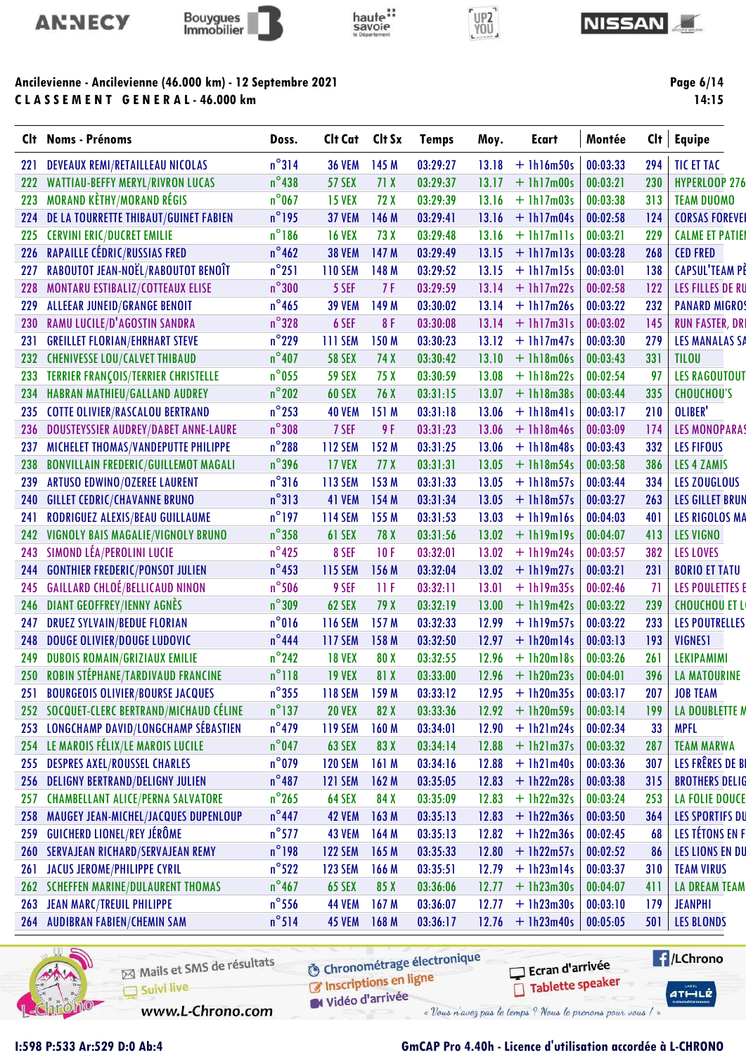**Ancilevienne - Ancilevienne (46.000 km) - 12 Septembre 2021**

**C L A S S E M E N T   G E N E R A L - 46.000 km**

| Clt | Noms - Prénoms | Doss. | Clt Cat | Clt Sx | Temps | Moy. | Ecart | Montée | Clt | Equipe |
|---|---|---|---|---|---|---|---|---|---|---|
| 221 | DEVEAUX REMI/RETAILLEAU NICOLAS | n°314 | 36 VEM | 145 M | 03:29:27 | 13.18 | + 1h16m50s | 00:03:33 | 294 | TIC ET TAC |
| 222 | WATTIAU-BEFFY MERYL/RIVRON LUCAS | n°438 | 57 SEX | 71 X | 03:29:37 | 13.17 | + 1h17m00s | 00:03:21 | 230 | HYPERLOOP 276 |
| 223 | MORAND KÈTHY/MORAND RÉGIS | n°067 | 15 VEX | 72 X | 03:29:39 | 13.16 | + 1h17m03s | 00:03:38 | 313 | TEAM DUOMO |
| 224 | DE LA TOURRETTE THIBAUT/GUINET FABIEN | n°195 | 37 VEM | 146 M | 03:29:41 | 13.16 | + 1h17m04s | 00:02:58 | 124 | CORSAS FOREVE |
| 225 | CERVINI ERIC/DUCRET EMILIE | n°186 | 16 VEX | 73 X | 03:29:48 | 13.16 | + 1h17m11s | 00:03:21 | 229 | CALME ET PATIE |
| 226 | RAPAILLE CÉDRIC/RUSSIAS FRED | n°462 | 38 VEM | 147 M | 03:29:49 | 13.15 | + 1h17m13s | 00:03:28 | 268 | CED FRED |
| 227 | RABOUTOT JEAN-NOËL/RABOUTOT BENOÎT | n°251 | 110 SEM | 148 M | 03:29:52 | 13.15 | + 1h17m15s | 00:03:01 | 138 | CAPSUL'TEAM PÈ |
| 228 | MONTARU ESTIBALIZ/COTTEAUX ELISE | n°300 | 5 SEF | 7 F | 03:29:59 | 13.14 | + 1h17m22s | 00:02:58 | 122 | LES FILLES DE RU |
| 229 | ALLEAR JUNEID/GRANGE BENOIT | n°465 | 39 VEM | 149 M | 03:30:02 | 13.14 | + 1h17m26s | 00:03:22 | 232 | PANARD MIGRO |
| 230 | RAMU LUCILE/D'AGOSTIN SANDRA | n°328 | 6 SEF | 8 F | 03:30:08 | 13.14 | + 1h17m31s | 00:03:02 | 145 | RUN FASTER, DR |
| 231 | GREILLET FLORIAN/EHRHART STEVE | n°229 | 111 SEM | 150 M | 03:30:23 | 13.12 | + 1h17m47s | 00:03:30 | 279 | LES MANALAS SA |
| 232 | CHENIVESSE LOU/CALVET THIBAUD | n°407 | 58 SEX | 74 X | 03:30:42 | 13.10 | + 1h18m06s | 00:03:43 | 331 | TILOU |
| 233 | TERRIER FRANÇOIS/TERRIER CHRISTELLE | n°055 | 59 SEX | 75 X | 03:30:59 | 13.08 | + 1h18m22s | 00:02:54 | 97 | LES RAGOUTOUT |
| 234 | HABRAN MATHIEU/GALLAND AUDREY | n°202 | 60 SEX | 76 X | 03:31:15 | 13.07 | + 1h18m38s | 00:03:44 | 335 | CHOUCHOU'S |
| 235 | COTTE OLIVIER/RASCALOU BERTRAND | n°253 | 40 VEM | 151 M | 03:31:18 | 13.06 | + 1h18m41s | 00:03:17 | 210 | OLIBER' |
| 236 | DOUSTEYSSIER AUDREY/DABET ANNE-LAURE | n°308 | 7 SEF | 9 F | 03:31:23 | 13.06 | + 1h18m46s | 00:03:09 | 174 | LES MONOPARAS |
| 237 | MICHELET THOMAS/VANDEPUTTE PHILIPPE | n°288 | 112 SEM | 152 M | 03:31:25 | 13.06 | + 1h18m48s | 00:03:43 | 332 | LES FIFOUS |
| 238 | BONVILLAIN FREDERIC/GUILLEMOT MAGALI | n°396 | 17 VEX | 77 X | 03:31:31 | 13.05 | + 1h18m54s | 00:03:58 | 386 | LES 4 ZAMIS |
| 239 | ARTUSO EDWINO/OZEREE LAURENT | n°316 | 113 SEM | 153 M | 03:31:33 | 13.05 | + 1h18m57s | 00:03:44 | 334 | LES ZOUGLOUS |
| 240 | GILLET CEDRIC/CHAVANNE BRUNO | n°313 | 41 VEM | 154 M | 03:31:34 | 13.05 | + 1h18m57s | 00:03:27 | 263 | LES GILLET BRUN |
| 241 | RODRIGUEZ ALEXIS/BEAU GUILLAUME | n°197 | 114 SEM | 155 M | 03:31:53 | 13.03 | + 1h19m16s | 00:04:03 | 401 | LES RIGOLOS MA |
| 242 | VIGNOLY BAIS MAGALIE/VIGNOLY BRUNO | n°358 | 61 SEX | 78 X | 03:31:56 | 13.02 | + 1h19m19s | 00:04:07 | 413 | LES VIGNO |
| 243 | SIMOND LÉA/PEROLINI LUCIE | n°425 | 8 SEF | 10 F | 03:32:01 | 13.02 | + 1h19m24s | 00:03:57 | 382 | LES LOVES |
| 244 | GONTHIER FREDERIC/PONSOT JULIEN | n°453 | 115 SEM | 156 M | 03:32:04 | 13.02 | + 1h19m27s | 00:03:21 | 231 | BORIO ET TATU |
| 245 | GAILLARD CHLOÉ/BELLICAUD NINON | n°506 | 9 SEF | 11 F | 03:32:11 | 13.01 | + 1h19m35s | 00:02:46 | 71 | LES POULETTES E |
| 246 | DIANT GEOFFREY/IENNY AGNÈS | n°309 | 62 SEX | 79 X | 03:32:19 | 13.00 | + 1h19m42s | 00:03:22 | 239 | CHOUCHOU ET L |
| 247 | DRUEZ SYLVAIN/BEDUE FLORIAN | n°016 | 116 SEM | 157 M | 03:32:33 | 12.99 | + 1h19m57s | 00:03:22 | 233 | LES POUTRELLES |
| 248 | DOUGE OLIVIER/DOUGE LUDOVIC | n°444 | 117 SEM | 158 M | 03:32:50 | 12.97 | + 1h20m14s | 00:03:13 | 193 | VIGNES1 |
| 249 | DUBOIS ROMAIN/GRIZIAUX EMILIE | n°242 | 18 VEX | 80 X | 03:32:55 | 12.96 | + 1h20m18s | 00:03:26 | 261 | LEKIPAMIMI |
| 250 | ROBIN STÉPHANE/TARDIVAUD FRANCINE | n°118 | 19 VEX | 81 X | 03:33:00 | 12.96 | + 1h20m23s | 00:04:01 | 396 | LA MATOURINE |
| 251 | BOURGEOIS OLIVIER/BOURSE JACQUES | n°355 | 118 SEM | 159 M | 03:33:12 | 12.95 | + 1h20m35s | 00:03:17 | 207 | JOB TEAM |
| 252 | SOCQUET-CLERC BERTRAND/MICHAUD CÉLINE | n°137 | 20 VEX | 82 X | 03:33:36 | 12.92 | + 1h20m59s | 00:03:14 | 199 | LA DOUBLETTE M |
| 253 | LONGCHAMP DAVID/LONGCHAMP SÉBASTIEN | n°479 | 119 SEM | 160 M | 03:34:01 | 12.90 | + 1h21m24s | 00:02:34 | 33 | MPFL |
| 254 | LE MAROIS FÉLIX/LE MAROIS LUCILE | n°047 | 63 SEX | 83 X | 03:34:14 | 12.88 | + 1h21m37s | 00:03:32 | 287 | TEAM MARWA |
| 255 | DESPRES AXEL/ROUSSEL CHARLES | n°079 | 120 SEM | 161 M | 03:34:16 | 12.88 | + 1h21m40s | 00:03:36 | 307 | LES FRÈRES DE B |
| 256 | DELIGNY BERTRAND/DELIGNY JULIEN | n°487 | 121 SEM | 162 M | 03:35:05 | 12.83 | + 1h22m28s | 00:03:38 | 315 | BROTHERS DELIG |
| 257 | CHAMBELLANT ALICE/PERNA SALVATORE | n°265 | 64 SEX | 84 X | 03:35:09 | 12.83 | + 1h22m32s | 00:03:24 | 253 | LA FOLIE DOUCE |
| 258 | MAUGEY JEAN-MICHEL/JACQUES DUPENLOUP | n°447 | 42 VEM | 163 M | 03:35:13 | 12.83 | + 1h22m36s | 00:03:50 | 364 | LES SPORTIFS DU |
| 259 | GUICHERD LIONEL/REY JÉRÔME | n°577 | 43 VEM | 164 M | 03:35:13 | 12.82 | + 1h22m36s | 00:02:45 | 68 | LES TÉTONS EN F |
| 260 | SERVAJEAN RICHARD/SERVAJEAN REMY | n°198 | 122 SEM | 165 M | 03:35:33 | 12.80 | + 1h22m57s | 00:02:52 | 86 | LES LIONS EN DU |
| 261 | JACUS JEROME/PHILIPPE CYRIL | n°522 | 123 SEM | 166 M | 03:35:51 | 12.79 | + 1h23m14s | 00:03:37 | 310 | TEAM VIRUS |
| 262 | SCHEFFEN MARINE/DULAURENT THOMAS | n°467 | 65 SEX | 85 X | 03:36:06 | 12.77 | + 1h23m30s | 00:04:07 | 411 | LA DREAM TEAM |
| 263 | JEAN MARC/TREUIL PHILIPPE | n°556 | 44 VEM | 167 M | 03:36:07 | 12.77 | + 1h23m30s | 00:03:10 | 179 | JEANPHI |
| 264 | AUDIBRAN FABIEN/CHEMIN SAM | n°514 | 45 VEM | 168 M | 03:36:17 | 12.76 | + 1h23m40s | 00:05:05 | 501 | LES BLONDS |

I:598 P:533 Ar:529 D:0 Ab:4

GmCAP Pro 4.40h - Licence d'utilisation accordée à L-CHRONO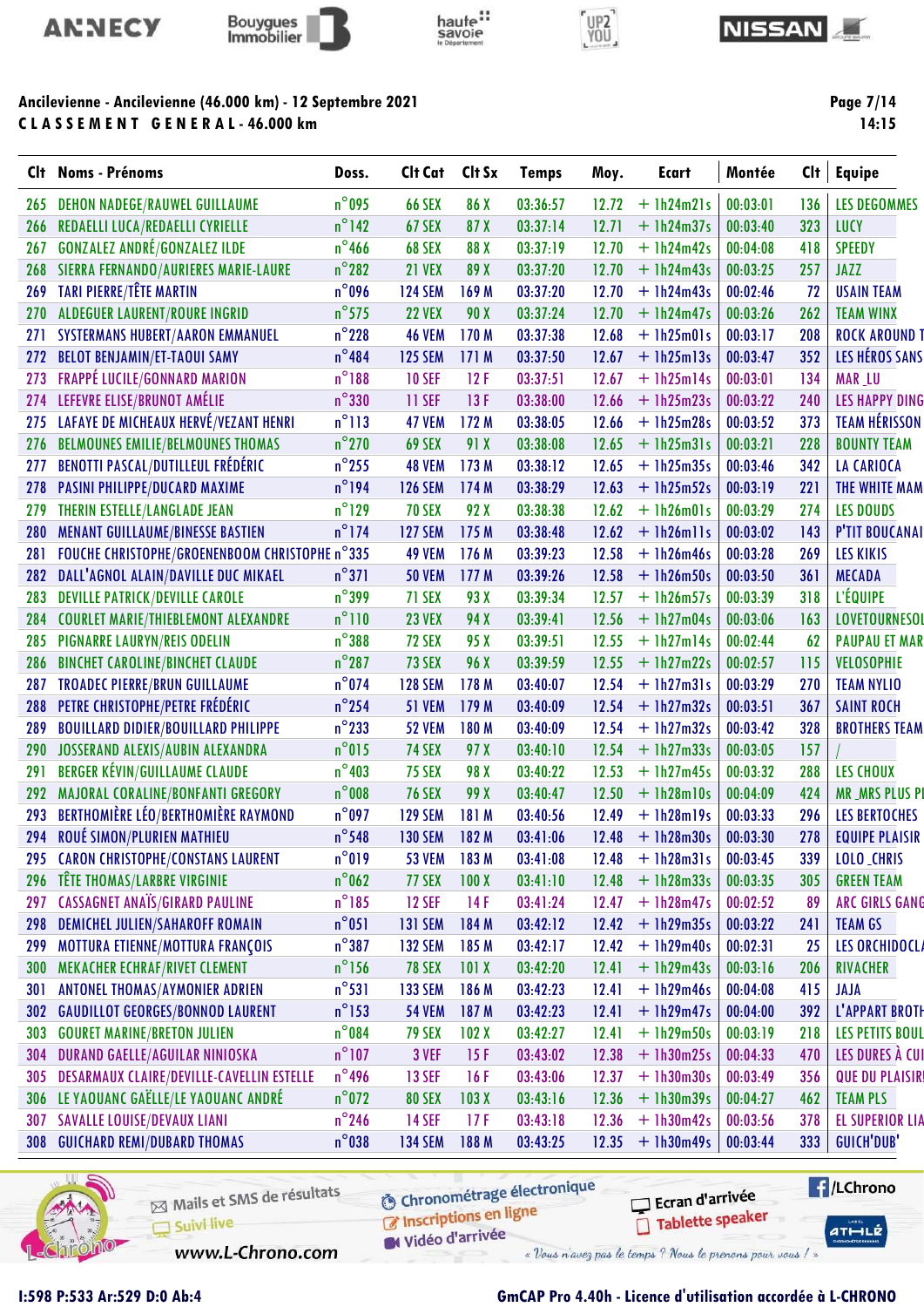## Ancilevienne - Ancilevienne (46.000 km) - 12 Septembre 2021

**C L A S S E M E N T   G E N E R A L - 46.000 km**

14:15

| Clt | Noms - Prénoms | Doss. | Clt Cat | Clt Sx | Temps | Moy. | Ecart | Montée | Clt | Equipe |
|---|---|---|---|---|---|---|---|---|---|---|
| 265 | DEHON NADEGE/RAUWEL GUILLAUME | n°095 | 66 SEX | 86 X | 03:36:57 | 12.72 | + 1h24m21s | 00:03:01 | 136 | LES DEGOMMES |
| 266 | REDAELLI LUCA/REDAELLI CYRIELLE | n°142 | 67 SEX | 87 X | 03:37:14 | 12.71 | + 1h24m37s | 00:03:40 | 323 | LUCY |
| 267 | GONZALEZ ANDRÉ/GONZALEZ ILDE | n°466 | 68 SEX | 88 X | 03:37:19 | 12.70 | + 1h24m42s | 00:04:08 | 418 | SPEEDY |
| 268 | SIERRA FERNANDO/AURIERES MARIE-LAURE | n°282 | 21 VEX | 89 X | 03:37:20 | 12.70 | + 1h24m43s | 00:03:25 | 257 | JAZZ |
| 269 | TARI PIERRE/TÊTE MARTIN | n°096 | 124 SEM | 169 M | 03:37:20 | 12.70 | + 1h24m43s | 00:02:46 | 72 | USAIN TEAM |
| 270 | ALDEGUER LAURENT/ROURE INGRID | n°575 | 22 VEX | 90 X | 03:37:24 | 12.70 | + 1h24m47s | 00:03:26 | 262 | TEAM WINX |
| 271 | SYSTERMANS HUBERT/AARON EMMANUEL | n°228 | 46 VEM | 170 M | 03:37:38 | 12.68 | + 1h25m01s | 00:03:17 | 208 | ROCK AROUND T |
| 272 | BELOT BENJAMIN/ET-TAOUI SAMY | n°484 | 125 SEM | 171 M | 03:37:50 | 12.67 | + 1h25m13s | 00:03:47 | 352 | LES HÉROS SANS |
| 273 | FRAPPÉ LUCILE/GONNARD MARION | n°188 | 10 SEF | 12 F | 03:37:51 | 12.67 | + 1h25m14s | 00:03:01 | 134 | MAR _LU |
| 274 | LEFEVRE ELISE/BRUNOT AMÉLIE | n°330 | 11 SEF | 13 F | 03:38:00 | 12.66 | + 1h25m23s | 00:03:22 | 240 | LES HAPPY DING |
| 275 | LAFAYE DE MICHEAUX HERVÉ/VEZANT HENRI | n°113 | 47 VEM | 172 M | 03:38:05 | 12.66 | + 1h25m28s | 00:03:52 | 373 | TEAM HÉRISSON |
| 276 | BELMOUNES EMILIE/BELMOUNES THOMAS | n°270 | 69 SEX | 91 X | 03:38:08 | 12.65 | + 1h25m31s | 00:03:21 | 228 | BOUNTY TEAM |
| 277 | BENOTTI PASCAL/DUTILLEUL FRÉDÉRIC | n°255 | 48 VEM | 173 M | 03:38:12 | 12.65 | + 1h25m35s | 00:03:46 | 342 | LA CARIOCA |
| 278 | PASINI PHILIPPE/DUCARD MAXIME | n°194 | 126 SEM | 174 M | 03:38:29 | 12.63 | + 1h25m52s | 00:03:19 | 221 | THE WHITE MAM |
| 279 | THERIN ESTELLE/LANGLADE JEAN | n°129 | 70 SEX | 92 X | 03:38:38 | 12.62 | + 1h26m01s | 00:03:29 | 274 | LES DOUDS |
| 280 | MENANT GUILLAUME/BINESSE BASTIEN | n°174 | 127 SEM | 175 M | 03:38:48 | 12.62 | + 1h26m11s | 00:03:02 | 143 | P'TIT BOUCANAI |
| 281 | FOUCHE CHRISTOPHE/GROENENBOOM CHRISTOPHE | n°335 | 49 VEM | 176 M | 03:39:23 | 12.58 | + 1h26m46s | 00:03:28 | 269 | LES KIKIS |
| 282 | DALL'AGNOL ALAIN/DAVILLE DUC MIKAEL | n°371 | 50 VEM | 177 M | 03:39:26 | 12.58 | + 1h26m50s | 00:03:50 | 361 | MECADA |
| 283 | DEVILLE PATRICK/DEVILLE CAROLE | n°399 | 71 SEX | 93 X | 03:39:34 | 12.57 | + 1h26m57s | 00:03:39 | 318 | L'ÉQUIPE |
| 284 | COURLET MARIE/THIEBLEMONT ALEXANDRE | n°110 | 23 VEX | 94 X | 03:39:41 | 12.56 | + 1h27m04s | 00:03:06 | 163 | LOVETOURNESOL |
| 285 | PIGNARRE LAURYN/REIS ODELIN | n°388 | 72 SEX | 95 X | 03:39:51 | 12.55 | + 1h27m14s | 00:02:44 | 62 | PAUPAU ET MAR |
| 286 | BINCHET CAROLINE/BINCHET CLAUDE | n°287 | 73 SEX | 96 X | 03:39:59 | 12.55 | + 1h27m22s | 00:02:57 | 115 | VELOSOPHIE |
| 287 | TROADEC PIERRE/BRUN GUILLAUME | n°074 | 128 SEM | 178 M | 03:40:07 | 12.54 | + 1h27m31s | 00:03:29 | 270 | TEAM NYLIO |
| 288 | PETRE CHRISTOPHE/PETRE FRÉDÉRIC | n°254 | 51 VEM | 179 M | 03:40:09 | 12.54 | + 1h27m32s | 00:03:51 | 367 | SAINT ROCH |
| 289 | BOUILLARD DIDIER/BOUILLARD PHILIPPE | n°233 | 52 VEM | 180 M | 03:40:09 | 12.54 | + 1h27m32s | 00:03:42 | 328 | BROTHERS TEAM |
| 290 | JOSSERAND ALEXIS/AUBIN ALEXANDRA | n°015 | 74 SEX | 97 X | 03:40:10 | 12.54 | + 1h27m33s | 00:03:05 | 157 | / |
| 291 | BERGER KÉVIN/GUILLAUME CLAUDE | n°403 | 75 SEX | 98 X | 03:40:22 | 12.53 | + 1h27m45s | 00:03:32 | 288 | LES CHOUX |
| 292 | MAJORAL CORALINE/BONFANTI GREGORY | n°008 | 76 SEX | 99 X | 03:40:47 | 12.50 | + 1h28m10s | 00:04:09 | 424 | MR _MRS PLUS PI |
| 293 | BERTHOMIÈRE LÉO/BERTHOMIÈRE RAYMOND | n°097 | 129 SEM | 181 M | 03:40:56 | 12.49 | + 1h28m19s | 00:03:33 | 296 | LES BERTOCHES |
| 294 | ROUÉ SIMON/PLURIEN MATHIEU | n°548 | 130 SEM | 182 M | 03:41:06 | 12.48 | + 1h28m30s | 00:03:30 | 278 | EQUIPE PLAISIR |
| 295 | CARON CHRISTOPHE/CONSTANS LAURENT | n°019 | 53 VEM | 183 M | 03:41:08 | 12.48 | + 1h28m31s | 00:03:45 | 339 | LOLO _CHRIS |
| 296 | TÊTE THOMAS/LARBRE VIRGINIE | n°062 | 77 SEX | 100 X | 03:41:10 | 12.48 | + 1h28m33s | 00:03:35 | 305 | GREEN TEAM |
| 297 | CASSAGNET ANAÏS/GIRARD PAULINE | n°185 | 12 SEF | 14 F | 03:41:24 | 12.47 | + 1h28m47s | 00:02:52 | 89 | ARC GIRLS GANG |
| 298 | DEMICHEL JULIEN/SAHAROFF ROMAIN | n°051 | 131 SEM | 184 M | 03:42:12 | 12.42 | + 1h29m35s | 00:03:22 | 241 | TEAM GS |
| 299 | MOTTURA ETIENNE/MOTTURA FRANÇOIS | n°387 | 132 SEM | 185 M | 03:42:17 | 12.42 | + 1h29m40s | 00:02:31 | 25 | LES ORCHIDOCL |
| 300 | MEKACHER ECHRAF/RIVET CLEMENT | n°156 | 78 SEX | 101 X | 03:42:20 | 12.41 | + 1h29m43s | 00:03:16 | 206 | RIVACHER |
| 301 | ANTONEL THOMAS/AYMONIER ADRIEN | n°531 | 133 SEM | 186 M | 03:42:23 | 12.41 | + 1h29m46s | 00:04:08 | 415 | JAJA |
| 302 | GAUDILLOT GEORGES/BONNOD LAURENT | n°153 | 54 VEM | 187 M | 03:42:23 | 12.41 | + 1h29m47s | 00:04:00 | 392 | L'APPART BROTH |
| 303 | GOURET MARINE/BRETON JULIEN | n°084 | 79 SEX | 102 X | 03:42:27 | 12.41 | + 1h29m50s | 00:03:19 | 218 | LES PETITS BOUL |
| 304 | DURAND GAELLE/AGUILAR NINIOSKA | n°107 | 3 VEF | 15 F | 03:43:02 | 12.38 | + 1h30m25s | 00:04:33 | 470 | LES DURES À CUI |
| 305 | DESARMAUX CLAIRE/DEVILLE-CAVELLIN ESTELLE | n°496 | 13 SEF | 16 F | 03:43:06 | 12.37 | + 1h30m30s | 00:03:49 | 356 | QUE DU PLAISIR! |
| 306 | LE YAOUANC GAËLLE/LE YAOUANC ANDRÉ | n°072 | 80 SEX | 103 X | 03:43:16 | 12.36 | + 1h30m39s | 00:04:27 | 462 | TEAM PLS |
| 307 | SAVALLE LOUISE/DEVAUX LIANI | n°246 | 14 SEF | 17 F | 03:43:18 | 12.36 | + 1h30m42s | 00:03:56 | 378 | EL SUPERIOR LIA |
| 308 | GUICHARD REMI/DUBARD THOMAS | n°038 | 134 SEM | 188 M | 03:43:25 | 12.35 | + 1h30m49s | 00:03:44 | 333 | GUICH'DUB' |

I:598 P:533 Ar:529 D:0 Ab:4

GmCAP Pro 4.40h - Licence d'utilisation accordée à L-CHRONO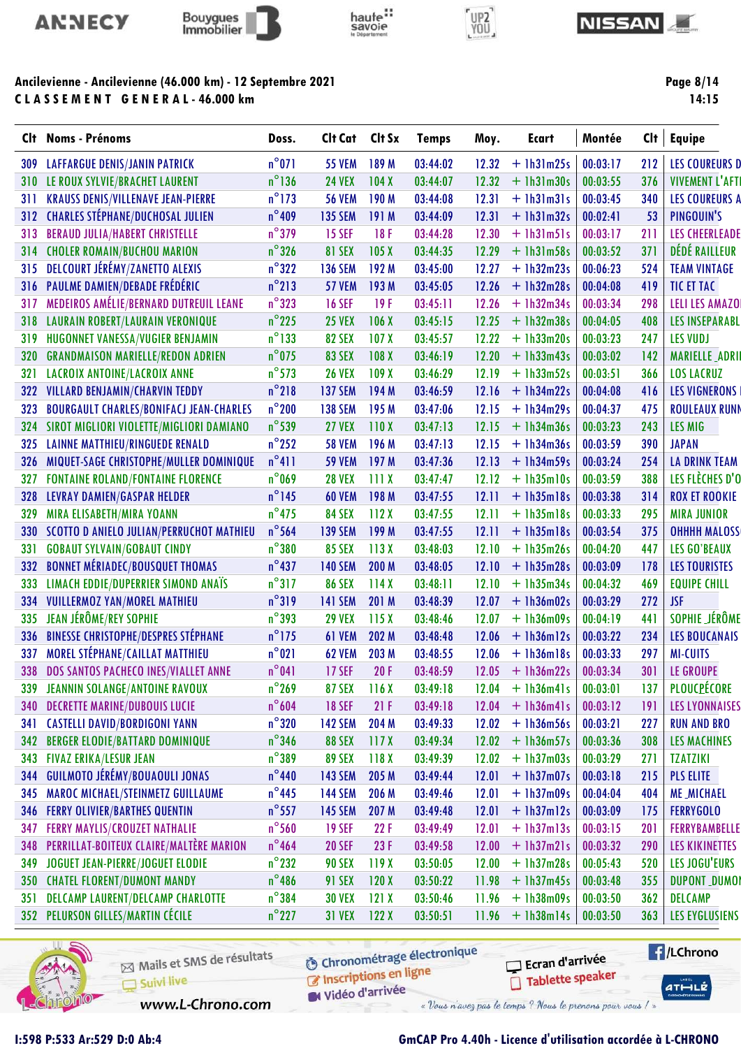# Ancilevienne - Ancilevienne (46.000 km) - 12 Septembre 2021

**C L A S S E M E N T  G E N E R A L - 46.000 km**

14:15

| Clt | Noms - Prénoms | Doss. | Clt Cat | Clt Sx | Temps | Moy. | Ecart | Montée | Clt | Equipe |
|---|---|---|---|---|---|---|---|---|---|---|
| 309 | LAFFARGUE DENIS/JANIN PATRICK | n°071 | 55 VEM | 189 M | 03:44:02 | 12.32 | + 1h31m25s | 00:03:17 | 212 | LES COUREURS D |
| 310 | LE ROUX SYLVIE/BRACHET LAURENT | n°136 | 24 VEX | 104 X | 03:44:07 | 12.32 | + 1h31m30s | 00:03:55 | 376 | VIVEMENT L'AFTI |
| 311 | KRAUSS DENIS/VILLENAVE JEAN-PIERRE | n°173 | 56 VEM | 190 M | 03:44:08 | 12.31 | + 1h31m31s | 00:03:45 | 340 | LES COUREURS A |
| 312 | CHARLES STÉPHANE/DUCHOSAL JULIEN | n°409 | 135 SEM | 191 M | 03:44:09 | 12.31 | + 1h31m32s | 00:02:41 | 53 | PINGOUIN'S |
| 313 | BERAUD JULIA/HABERT CHRISTELLE | n°379 | 15 SEF | 18 F | 03:44:28 | 12.30 | + 1h31m51s | 00:03:17 | 211 | LES CHEERLEADE |
| 314 | CHOLER ROMAIN/BUCHOU MARION | n°326 | 81 SEX | 105 X | 03:44:35 | 12.29 | + 1h31m58s | 00:03:52 | 371 | DÉDÉ RAILLEUR |
| 315 | DELCOURT JÉRÉMY/ZANETTO ALEXIS | n°322 | 136 SEM | 192 M | 03:45:00 | 12.27 | + 1h32m23s | 00:06:23 | 524 | TEAM VINTAGE |
| 316 | PAULME DAMIEN/DEBADE FRÉDÉRIC | n°213 | 57 VEM | 193 M | 03:45:05 | 12.26 | + 1h32m28s | 00:04:08 | 419 | TIC ET TAC |
| 317 | MEDEIROS AMÉLIE/BERNARD DUTREUIL LEANE | n°323 | 16 SEF | 19 F | 03:45:11 | 12.26 | + 1h32m34s | 00:03:34 | 298 | LELI LES AMAZO |
| 318 | LAURAIN ROBERT/LAURAIN VERONIQUE | n°225 | 25 VEX | 106 X | 03:45:15 | 12.25 | + 1h32m38s | 00:04:05 | 408 | LES INSEPARABL |
| 319 | HUGONNET VANESSA/VUGIER BENJAMIN | n°133 | 82 SEX | 107 X | 03:45:57 | 12.22 | + 1h33m20s | 00:03:23 | 247 | LES VUDJ |
| 320 | GRANDMAISON MARIELLE/REDON ADRIEN | n°075 | 83 SEX | 108 X | 03:46:19 | 12.20 | + 1h33m43s | 00:03:02 | 142 | MARIELLE_ADRII |
| 321 | LACROIX ANTOINE/LACROIX ANNE | n°573 | 26 VEX | 109 X | 03:46:29 | 12.19 | + 1h33m52s | 00:03:51 | 366 | LOS LACRUZ |
| 322 | VILLARD BENJAMIN/CHARVIN TEDDY | n°218 | 137 SEM | 194 M | 03:46:59 | 12.16 | + 1h34m22s | 00:04:08 | 416 | LES VIGNERONS |
| 323 | BOURGAULT CHARLES/BONIFACJ JEAN-CHARLES | n°200 | 138 SEM | 195 M | 03:47:06 | 12.15 | + 1h34m29s | 00:04:37 | 475 | ROULEAUX RUNN |
| 324 | SIROT MIGLIORI VIOLETTE/MIGLIORI DAMIANO | n°539 | 27 VEX | 110 X | 03:47:13 | 12.15 | + 1h34m36s | 00:03:23 | 243 | LES MIG |
| 325 | LAINNE MATTHIEU/RINGUEDE RENALD | n°252 | 58 VEM | 196 M | 03:47:13 | 12.15 | + 1h34m36s | 00:03:59 | 390 | JAPAN |
| 326 | MIQUET-SAGE CHRISTOPHE/MULLER DOMINIQUE | n°411 | 59 VEM | 197 M | 03:47:36 | 12.13 | + 1h34m59s | 00:03:24 | 254 | LA DRINK TEAM |
| 327 | FONTAINE ROLAND/FONTAINE FLORENCE | n°069 | 28 VEX | 111 X | 03:47:47 | 12.12 | + 1h35m10s | 00:03:59 | 388 | LES FLÈCHES D'O |
| 328 | LEVRAY DAMIEN/GASPAR HELDER | n°145 | 60 VEM | 198 M | 03:47:55 | 12.11 | + 1h35m18s | 00:03:38 | 314 | ROX ET ROOKIE |
| 329 | MIRA ELISABETH/MIRA YOANN | n°475 | 84 SEX | 112 X | 03:47:55 | 12.11 | + 1h35m18s | 00:03:33 | 295 | MIRA JUNIOR |
| 330 | SCOTTO D ANIELO JULIAN/PERRUCHOT MATHIEU | n°564 | 139 SEM | 199 M | 03:47:55 | 12.11 | + 1h35m18s | 00:03:54 | 375 | OHHHH MALOSS |
| 331 | GOBAUT SYLVAIN/GOBAUT CINDY | n°380 | 85 SEX | 113 X | 03:48:03 | 12.10 | + 1h35m26s | 00:04:20 | 447 | LES GO'BEAUX |
| 332 | BONNET MÉRIADEC/BOUSQUET THOMAS | n°437 | 140 SEM | 200 M | 03:48:05 | 12.10 | + 1h35m28s | 00:03:09 | 178 | LES TOURISTES |
| 333 | LIMACH EDDIE/DUPERRIER SIMOND ANAÏS | n°317 | 86 SEX | 114 X | 03:48:11 | 12.10 | + 1h35m34s | 00:04:32 | 469 | EQUIPE CHILL |
| 334 | VUILLERMOZ YAN/MOREL MATHIEU | n°319 | 141 SEM | 201 M | 03:48:39 | 12.07 | + 1h36m02s | 00:03:29 | 272 | JSF |
| 335 | JEAN JÉRÔME/REY SOPHIE | n°393 | 29 VEX | 115 X | 03:48:46 | 12.07 | + 1h36m09s | 00:04:19 | 441 | SOPHIE_JÉRÔME |
| 336 | BINESSE CHRISTOPHE/DESPRES STÉPHANE | n°175 | 61 VEM | 202 M | 03:48:48 | 12.06 | + 1h36m12s | 00:03:22 | 234 | LES BOUCANAIS |
| 337 | MOREL STÉPHANE/CAILLAT MATTHIEU | n°021 | 62 VEM | 203 M | 03:48:55 | 12.06 | + 1h36m18s | 00:03:33 | 297 | MI-CUITS |
| 338 | DOS SANTOS PACHECO INES/VIALLET ANNE | n°041 | 17 SEF | 20 F | 03:48:59 | 12.05 | + 1h36m22s | 00:03:34 | 301 | LE GROUPE |
| 339 | JEANNIN SOLANGE/ANTOINE RAVOUX | n°269 | 87 SEX | 116 X | 03:49:18 | 12.04 | + 1h36m41s | 00:03:01 | 137 | PLOUCPÉCORE |
| 340 | DECRETTE MARINE/DUBOUIS LUCIE | n°604 | 18 SEF | 21 F | 03:49:18 | 12.04 | + 1h36m41s | 00:03:12 | 191 | LES LYONNAISES |
| 341 | CASTELLI DAVID/BORDIGONI YANN | n°320 | 142 SEM | 204 M | 03:49:33 | 12.02 | + 1h36m56s | 00:03:21 | 227 | RUN AND BRO |
| 342 | BERGER ELODIE/BATTARD DOMINIQUE | n°346 | 88 SEX | 117 X | 03:49:34 | 12.02 | + 1h36m57s | 00:03:36 | 308 | LES MACHINES |
| 343 | FIVAZ ERIKA/LESUR JEAN | n°389 | 89 SEX | 118 X | 03:49:39 | 12.02 | + 1h37m03s | 00:03:29 | 271 | TZATZIKI |
| 344 | GUILMOTO JÉRÉMY/BOUAOULI JONAS | n°440 | 143 SEM | 205 M | 03:49:44 | 12.01 | + 1h37m07s | 00:03:18 | 215 | PLS ELITE |
| 345 | MAROC MICHAEL/STEINMETZ GUILLAUME | n°445 | 144 SEM | 206 M | 03:49:46 | 12.01 | + 1h37m09s | 00:04:04 | 404 | ME_MICHAEL |
| 346 | FERRY OLIVIER/BARTHES QUENTIN | n°557 | 145 SEM | 207 M | 03:49:48 | 12.01 | + 1h37m12s | 00:03:09 | 175 | FERRYGOLO |
| 347 | FERRY MAYLIS/CROUZET NATHALIE | n°560 | 19 SEF | 22 F | 03:49:49 | 12.01 | + 1h37m13s | 00:03:15 | 201 | FERRYBAMBELLE |
| 348 | PERRILLAT-BOITEUX CLAIRE/MALTÈRE MARION | n°464 | 20 SEF | 23 F | 03:49:58 | 12.00 | + 1h37m21s | 00:03:32 | 290 | LES KIKINETTES |
| 349 | JOGUET JEAN-PIERRE/JOGUET ELODIE | n°232 | 90 SEX | 119 X | 03:50:05 | 12.00 | + 1h37m28s | 00:05:43 | 520 | LES JOGU'EURS |
| 350 | CHATEL FLORENT/DUMONT MANDY | n°486 | 91 SEX | 120 X | 03:50:22 | 11.98 | + 1h37m45s | 00:03:48 | 355 | DUPONT_DUMOI |
| 351 | DELCAMP LAURENT/DELCAMP CHARLOTTE | n°384 | 30 VEX | 121 X | 03:50:46 | 11.96 | + 1h38m09s | 00:03:50 | 362 | DELCAMP |
| 352 | PELURSON GILLES/MARTIN CÉCILE | n°227 | 31 VEX | 122 X | 03:50:51 | 11.96 | + 1h38m14s | 00:03:50 | 363 | LES EYGLUSIENS |

Mails et SMS de résultats — Suivi live — www.L-Chrono.com — Chronométrage électronique — Inscriptions en ligne — Vidéo d'arrivée — Ecran d'arrivée — Tablette speaker — /LChrono — « Vous n'avez pas le temps ? Nous le prenons pour vous ! »

I:598 P:533 Ar:529 D:0 Ab:4

GmCAP Pro 4.40h - Licence d'utilisation accordée à L-CHRONO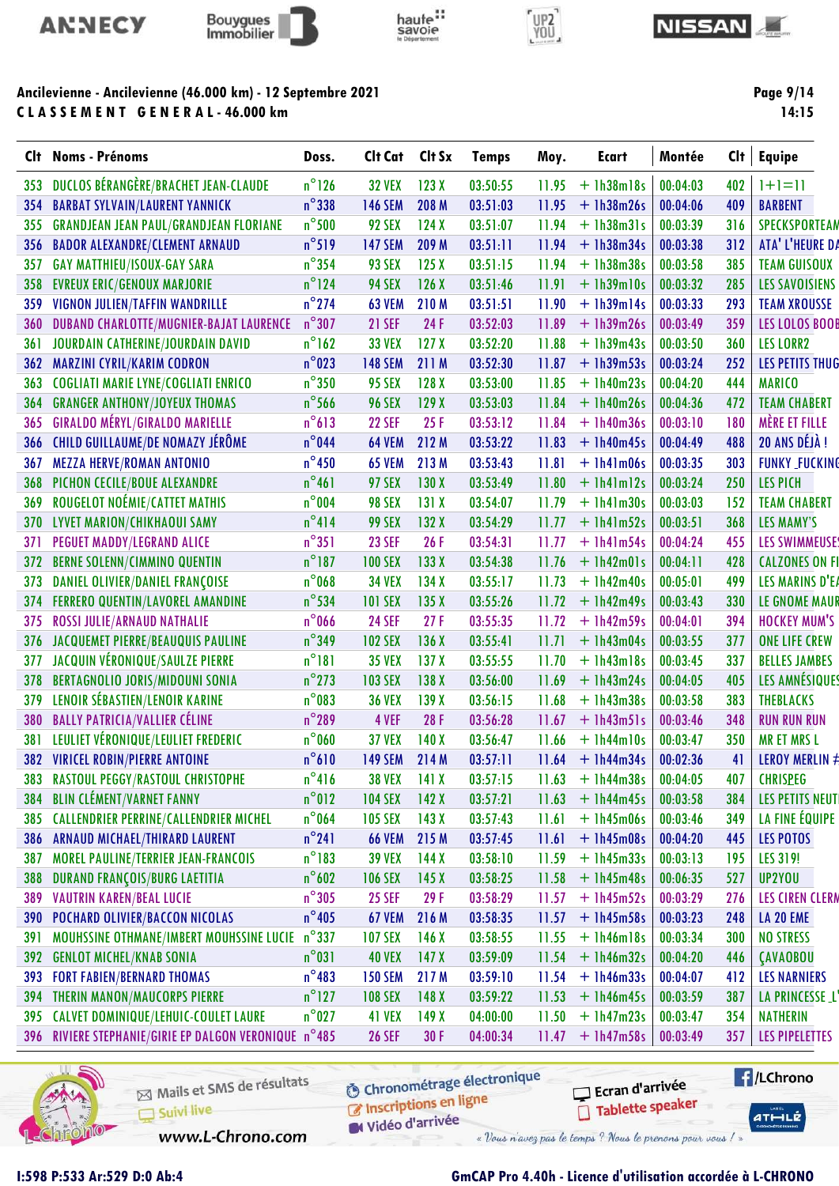Ancilevienne - Ancilevienne (46.000 km) - 12 Septembre 2021

CLASSEMENT GENERAL - 46.000 km

14:15

| Clt | Noms - Prénoms | Doss. | Clt Cat | Clt Sx | Temps | Moy. | Ecart | Montée | Clt | Equipe |
|---|---|---|---|---|---|---|---|---|---|---|
| 353 | DUCLOS BÉRANGÈRE/BRACHET JEAN-CLAUDE | n°126 | 32 VEX | 123 X | 03:50:55 | 11.95 | + 1h38m18s | 00:04:03 | 402 | 1+1=11 |
| 354 | BARBAT SYLVAIN/LAURENT YANNICK | n°338 | 146 SEM | 208 M | 03:51:03 | 11.95 | + 1h38m26s | 00:04:06 | 409 | BARBENT |
| 355 | GRANDJEAN JEAN PAUL/GRANDJEAN FLORIANE | n°500 | 92 SEX | 124 X | 03:51:07 | 11.94 | + 1h38m31s | 00:03:39 | 316 | SPECKSPORTEAM |
| 356 | BADOR ALEXANDRE/CLEMENT ARNAUD | n°519 | 147 SEM | 209 M | 03:51:11 | 11.94 | + 1h38m34s | 00:03:38 | 312 | ATA' L'HEURE DA |
| 357 | GAY MATTHIEU/ISOUX-GAY SARA | n°354 | 93 SEX | 125 X | 03:51:15 | 11.94 | + 1h38m38s | 00:03:58 | 385 | TEAM GUISOUX |
| 358 | EVREUX ERIC/GENOUX MARJORIE | n°124 | 94 SEX | 126 X | 03:51:46 | 11.91 | + 1h39m10s | 00:03:32 | 285 | LES SAVOISIENS |
| 359 | VIGNON JULIEN/TAFFIN WANDRILLE | n°274 | 63 VEM | 210 M | 03:51:51 | 11.90 | + 1h39m14s | 00:03:33 | 293 | TEAM XROUSSE |
| 360 | DUBAND CHARLOTTE/MUGNIER-BAJAT LAURENCE | n°307 | 21 SEF | 24 F | 03:52:03 | 11.89 | + 1h39m26s | 00:03:49 | 359 | LES LOLOS BOOB |
| 361 | JOURDAIN CATHERINE/JOURDAIN DAVID | n°162 | 33 VEX | 127 X | 03:52:20 | 11.88 | + 1h39m43s | 00:03:50 | 360 | LES LORR2 |
| 362 | MARZINI CYRIL/KARIM CODRON | n°023 | 148 SEM | 211 M | 03:52:30 | 11.87 | + 1h39m53s | 00:03:24 | 252 | LES PETITS THUG |
| 363 | COGLIATI MARIE LYNE/COGLIATI ENRICO | n°350 | 95 SEX | 128 X | 03:53:00 | 11.85 | + 1h40m23s | 00:04:20 | 444 | MARICO |
| 364 | GRANGER ANTHONY/JOYEUX THOMAS | n°566 | 96 SEX | 129 X | 03:53:03 | 11.84 | + 1h40m26s | 00:04:36 | 472 | TEAM CHABERT |
| 365 | GIRALDO MÉRYL/GIRALDO MARIELLE | n°613 | 22 SEF | 25 F | 03:53:12 | 11.84 | + 1h40m36s | 00:03:10 | 180 | MÈRE ET FILLE |
| 366 | CHILD GUILLAUME/DE NOMAZY JÉRÔME | n°044 | 64 VEM | 212 M | 03:53:22 | 11.83 | + 1h40m45s | 00:04:49 | 488 | 20 ANS DÉJÀ ! |
| 367 | MEZZA HERVE/ROMAN ANTONIO | n°450 | 65 VEM | 213 M | 03:53:43 | 11.81 | + 1h41m06s | 00:03:35 | 303 | FUNKY_FUCKING |
| 368 | PICHON CECILE/BOUE ALEXANDRE | n°461 | 97 SEX | 130 X | 03:53:49 | 11.80 | + 1h41m12s | 00:03:24 | 250 | LES PICH |
| 369 | ROUGELOT NOÉMIE/CATTET MATHIS | n°004 | 98 SEX | 131 X | 03:54:07 | 11.79 | + 1h41m30s | 00:03:03 | 152 | TEAM CHABERT |
| 370 | LYVET MARION/CHIKHAOUI SAMY | n°414 | 99 SEX | 132 X | 03:54:29 | 11.77 | + 1h41m52s | 00:03:51 | 368 | LES MAMY'S |
| 371 | PEGUET MADDY/LEGRAND ALICE | n°351 | 23 SEF | 26 F | 03:54:31 | 11.77 | + 1h41m54s | 00:04:24 | 455 | LES SWIMMEUSE |
| 372 | BERNE SOLENN/CIMMINO QUENTIN | n°187 | 100 SEX | 133 X | 03:54:38 | 11.76 | + 1h42m01s | 00:04:11 | 428 | CALZONES ON FI |
| 373 | DANIEL OLIVIER/DANIEL FRANÇOISE | n°068 | 34 VEX | 134 X | 03:55:17 | 11.73 | + 1h42m40s | 00:05:01 | 499 | LES MARINS D'EA |
| 374 | FERRERO QUENTIN/LAVOREL AMANDINE | n°534 | 101 SEX | 135 X | 03:55:26 | 11.72 | + 1h42m49s | 00:03:43 | 330 | LE GNOME MAUR |
| 375 | ROSSI JULIE/ARNAUD NATHALIE | n°066 | 24 SEF | 27 F | 03:55:35 | 11.72 | + 1h42m59s | 00:04:01 | 394 | HOCKEY MUM'S |
| 376 | JACQUEMET PIERRE/BEAUQUIS PAULINE | n°349 | 102 SEX | 136 X | 03:55:41 | 11.71 | + 1h43m04s | 00:03:55 | 377 | ONE LIFE CREW |
| 377 | JACQUIN VÉRONIQUE/SAULZE PIERRE | n°181 | 35 VEX | 137 X | 03:55:55 | 11.70 | + 1h43m18s | 00:03:45 | 337 | BELLES JAMBES |
| 378 | BERTAGNOLIO JORIS/MIDOUNI SONIA | n°273 | 103 SEX | 138 X | 03:56:00 | 11.69 | + 1h43m24s | 00:04:05 | 405 | LES AMNÉSIQUES |
| 379 | LENOIR SÉBASTIEN/LENOIR KARINE | n°083 | 36 VEX | 139 X | 03:56:15 | 11.68 | + 1h43m38s | 00:03:58 | 383 | THEBLACKS |
| 380 | BALLY PATRICIA/VALLIER CÉLINE | n°289 | 4 VEF | 28 F | 03:56:28 | 11.67 | + 1h43m51s | 00:03:46 | 348 | RUN RUN RUN |
| 381 | LEULIET VÉRONIQUE/LEULIET FREDERIC | n°060 | 37 VEX | 140 X | 03:56:47 | 11.66 | + 1h44m10s | 00:03:47 | 350 | MR ET MRS L |
| 382 | VIRICEL ROBIN/PIERRE ANTOINE | n°610 | 149 SEM | 214 M | 03:57:11 | 11.64 | + 1h44m34s | 00:02:36 | 41 | LEROY MERLIN # |
| 383 | RASTOUL PEGGY/RASTOUL CHRISTOPHE | n°416 | 38 VEX | 141 X | 03:57:15 | 11.63 | + 1h44m38s | 00:04:05 | 407 | CHRISPEG |
| 384 | BLIN CLÉMENT/VARNET FANNY | n°012 | 104 SEX | 142 X | 03:57:21 | 11.63 | + 1h44m45s | 00:03:58 | 384 | LES PETITS NEUF |
| 385 | CALLENDRIER PERRINE/CALLENDRIER MICHEL | n°064 | 105 SEX | 143 X | 03:57:43 | 11.61 | + 1h45m06s | 00:03:46 | 349 | LA FINE ÉQUIPE |
| 386 | ARNAUD MICHAEL/THIRARD LAURENT | n°241 | 66 VEM | 215 M | 03:57:45 | 11.61 | + 1h45m08s | 00:04:20 | 445 | LES POTOS |
| 387 | MOREL PAULINE/TERRIER JEAN-FRANCOIS | n°183 | 39 VEX | 144 X | 03:58:10 | 11.59 | + 1h45m33s | 00:03:13 | 195 | LES 319! |
| 388 | DURAND FRANÇOIS/BURG LAETITIA | n°602 | 106 SEX | 145 X | 03:58:25 | 11.58 | + 1h45m48s | 00:06:35 | 527 | UP2YOU |
| 389 | VAUTRIN KAREN/BEAL LUCIE | n°305 | 25 SEF | 29 F | 03:58:29 | 11.57 | + 1h45m52s | 00:03:29 | 276 | LES CIREN CLERM |
| 390 | POCHARD OLIVIER/BACCON NICOLAS | n°405 | 67 VEM | 216 M | 03:58:35 | 11.57 | + 1h45m58s | 00:03:23 | 248 | LA 20 EME |
| 391 | MOUHSSINE OTHMANE/IMBERT MOUHSSINE LUCIE | n°337 | 107 SEX | 146 X | 03:58:55 | 11.55 | + 1h46m18s | 00:03:34 | 300 | NO STRESS |
| 392 | GENLOT MICHEL/KNAB SONIA | n°031 | 40 VEX | 147 X | 03:59:09 | 11.54 | + 1h46m32s | 00:04:20 | 446 | ÇAVAOBOU |
| 393 | FORT FABIEN/BERNARD THOMAS | n°483 | 150 SEM | 217 M | 03:59:10 | 11.54 | + 1h46m33s | 00:04:07 | 412 | LES NARNIERS |
| 394 | THERIN MANON/MAUCORPS PIERRE | n°127 | 108 SEX | 148 X | 03:59:22 | 11.53 | + 1h46m45s | 00:03:59 | 387 | LA PRINCESSE_L' |
| 395 | CALVET DOMINIQUE/LEHUIC-COULET LAURE | n°027 | 41 VEX | 149 X | 04:00:00 | 11.50 | + 1h47m23s | 00:03:47 | 354 | NATHERIN |
| 396 | RIVIERE STEPHANIE/GIRIE EP DALGON VERONIQUE | n°485 | 26 SEF | 30 F | 04:00:34 | 11.47 | + 1h47m58s | 00:03:49 | 357 | LES PIPELETTES |

I:598 P:533 Ar:529 D:0 Ab:4

GmCAP Pro 4.40h - Licence d'utilisation accordée à L-CHRONO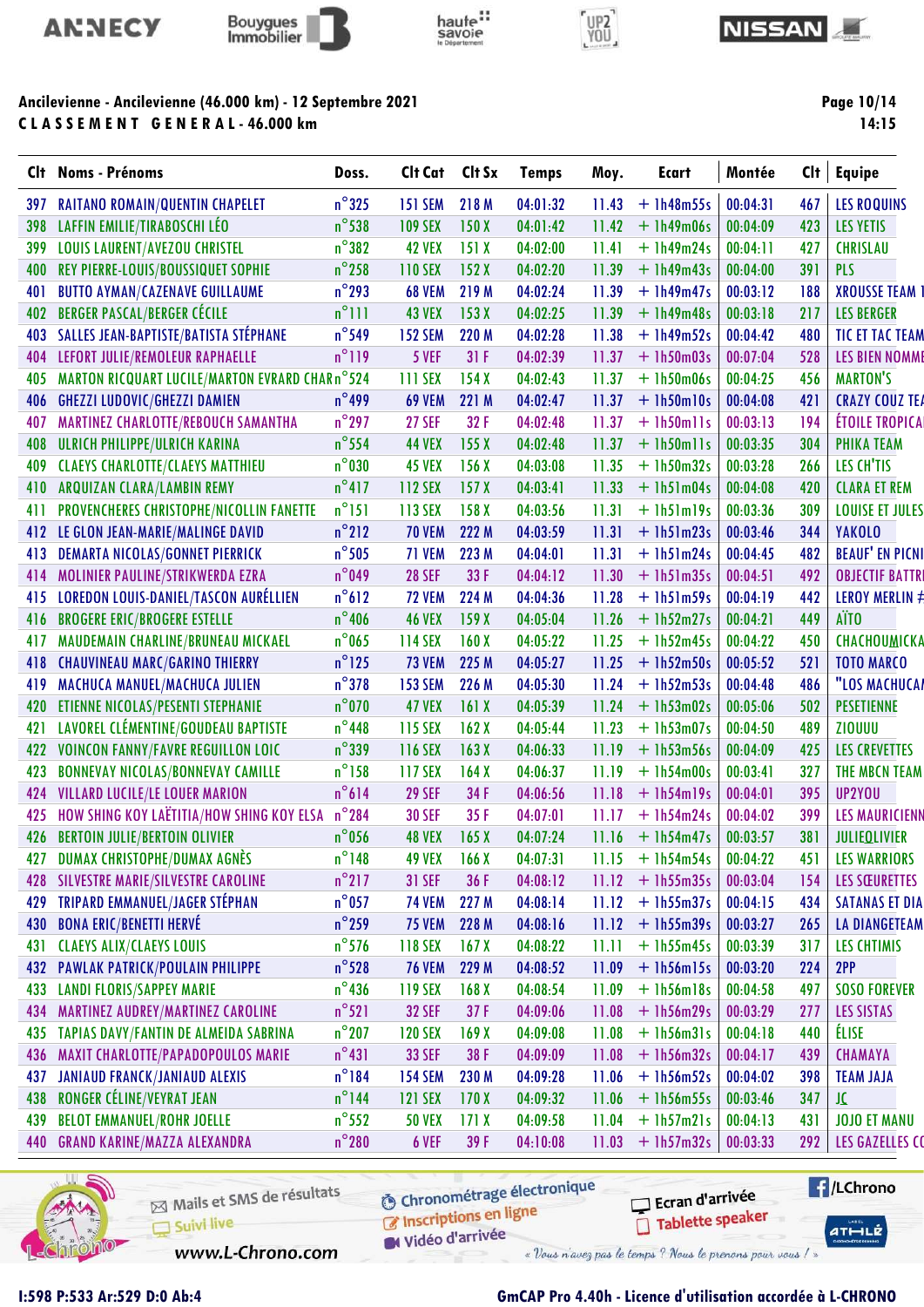## Ancilevienne - Ancilevienne (46.000 km) - 12 Septembre 2021
## C L A S S E M E N T   G E N E R A L - 46.000 km

14:15

| Clt | Noms - Prénoms | Doss. | Clt Cat | Clt Sx | Temps | Moy. | Ecart | Montée | Clt | Equipe |
|---|---|---|---|---|---|---|---|---|---|---|
| 397 | RAITANO ROMAIN/QUENTIN CHAPELET | n°325 | 151 SEM | 218 M | 04:01:32 | 11.43 | + 1h48m55s | 00:04:31 | 467 | LES ROQUINS |
| 398 | LAFFIN EMILIE/TIRABOSCHI LÉO | n°538 | 109 SEX | 150 X | 04:01:42 | 11.42 | + 1h49m06s | 00:04:09 | 423 | LES YETIS |
| 399 | LOUIS LAURENT/AVEZOU CHRISTEL | n°382 | 42 VEX | 151 X | 04:02:00 | 11.41 | + 1h49m24s | 00:04:11 | 427 | CHRISLAU |
| 400 | REY PIERRE-LOUIS/BOUSSIQUET SOPHIE | n°258 | 110 SEX | 152 X | 04:02:20 | 11.39 | + 1h49m43s | 00:04:00 | 391 | PLS |
| 401 | BUTTO AYMAN/CAZENAVE GUILLAUME | n°293 | 68 VEM | 219 M | 04:02:24 | 11.39 | + 1h49m47s | 00:03:12 | 188 | XROUSSE TEAM 1 |
| 402 | BERGER PASCAL/BERGER CÉCILE | n°111 | 43 VEX | 153 X | 04:02:25 | 11.39 | + 1h49m48s | 00:03:18 | 217 | LES BERGER |
| 403 | SALLES JEAN-BAPTISTE/BATISTA STÉPHANE | n°549 | 152 SEM | 220 M | 04:02:28 | 11.38 | + 1h49m52s | 00:04:42 | 480 | TIC ET TAC TEAM |
| 404 | LEFORT JULIE/REMOLEUR RAPHAELLE | n°119 | 5 VEF | 31 F | 04:02:39 | 11.37 | + 1h50m03s | 00:07:04 | 528 | LES BIEN NOMME |
| 405 | MARTON RICQUART LUCILE/MARTON EVRARD CHAR | n°524 | 111 SEX | 154 X | 04:02:43 | 11.37 | + 1h50m06s | 00:04:25 | 456 | MARTON'S |
| 406 | GHEZZI LUDOVIC/GHEZZI DAMIEN | n°499 | 69 VEM | 221 M | 04:02:47 | 11.37 | + 1h50m10s | 00:04:08 | 421 | CRAZY COUZ TE |
| 407 | MARTINEZ CHARLOTTE/REBOUCH SAMANTHA | n°297 | 27 SEF | 32 F | 04:02:48 | 11.37 | + 1h50m11s | 00:03:13 | 194 | ÉTOILE TROPICA |
| 408 | ULRICH PHILIPPE/ULRICH KARINA | n°554 | 44 VEX | 155 X | 04:02:48 | 11.37 | + 1h50m11s | 00:03:35 | 304 | PHIKA TEAM |
| 409 | CLAEYS CHARLOTTE/CLAEYS MATTHIEU | n°030 | 45 VEX | 156 X | 04:03:08 | 11.35 | + 1h50m32s | 00:03:28 | 266 | LES CH'TIS |
| 410 | ARQUIZAN CLARA/LAMBIN REMY | n°417 | 112 SEX | 157 X | 04:03:41 | 11.33 | + 1h51m04s | 00:04:08 | 420 | CLARA ET REM |
| 411 | PROVENCHERES CHRISTOPHE/NICOLLIN FANETTE | n°151 | 113 SEX | 158 X | 04:03:56 | 11.31 | + 1h51m19s | 00:03:36 | 309 | LOUISE ET JULES |
| 412 | LE GLON JEAN-MARIE/MALINGE DAVID | n°212 | 70 VEM | 222 M | 04:03:59 | 11.31 | + 1h51m23s | 00:03:46 | 344 | YAKOLO |
| 413 | DEMARTA NICOLAS/GONNET PIERRICK | n°505 | 71 VEM | 223 M | 04:04:01 | 11.31 | + 1h51m24s | 00:04:45 | 482 | BEAUF' EN PICNI |
| 414 | MOLINIER PAULINE/STRIKWERDA EZRA | n°049 | 28 SEF | 33 F | 04:04:12 | 11.30 | + 1h51m35s | 00:04:51 | 492 | OBJECTIF BATTRI |
| 415 | LOREDON LOUIS-DANIEL/TASCON AURÉLLIEN | n°612 | 72 VEM | 224 M | 04:04:36 | 11.28 | + 1h51m59s | 00:04:19 | 442 | LEROY MERLIN # |
| 416 | BROGERE ERIC/BROGERE ESTELLE | n°406 | 46 VEX | 159 X | 04:05:04 | 11.26 | + 1h52m27s | 00:04:21 | 449 | AÏTO |
| 417 | MAUDEMAIN CHARLINE/BRUNEAU MICKAEL | n°065 | 114 SEX | 160 X | 04:05:22 | 11.25 | + 1h52m45s | 00:04:22 | 450 | CHACHOUMICKA |
| 418 | CHAUVINEAU MARC/GARINO THIERRY | n°125 | 73 VEM | 225 M | 04:05:27 | 11.25 | + 1h52m50s | 00:05:52 | 521 | TOTO MARCO |
| 419 | MACHUCA MANUEL/MACHUCA JULIEN | n°378 | 153 SEM | 226 M | 04:05:30 | 11.24 | + 1h52m53s | 00:04:48 | 486 | "LOS MACHUCA |
| 420 | ETIENNE NICOLAS/PESENTI STEPHANIE | n°070 | 47 VEX | 161 X | 04:05:39 | 11.24 | + 1h53m02s | 00:05:06 | 502 | PESETIENNE |
| 421 | LAVOREL CLÉMENTINE/GOUDEAU BAPTISTE | n°448 | 115 SEX | 162 X | 04:05:44 | 11.23 | + 1h53m07s | 00:04:50 | 489 | ZIOUUU |
| 422 | VOINCON FANNY/FAVRE REGUILLON LOIC | n°339 | 116 SEX | 163 X | 04:06:33 | 11.19 | + 1h53m56s | 00:04:09 | 425 | LES CREVETTES |
| 423 | BONNEVAY NICOLAS/BONNEVAY CAMILLE | n°158 | 117 SEX | 164 X | 04:06:37 | 11.19 | + 1h54m00s | 00:03:41 | 327 | THE MBCN TEAM |
| 424 | VILLARD LUCILE/LE LOUER MARION | n°614 | 29 SEF | 34 F | 04:06:56 | 11.18 | + 1h54m19s | 00:04:01 | 395 | UP2YOU |
| 425 | HOW SHING KOY LAËTITIA/HOW SHING KOY ELSA | n°284 | 30 SEF | 35 F | 04:07:01 | 11.17 | + 1h54m24s | 00:04:02 | 399 | LES MAURICIENN |
| 426 | BERTOIN JULIE/BERTOIN OLIVIER | n°056 | 48 VEX | 165 X | 04:07:24 | 11.16 | + 1h54m47s | 00:03:57 | 381 | JULIEOLIVIER |
| 427 | DUMAX CHRISTOPHE/DUMAX AGNÈS | n°148 | 49 VEX | 166 X | 04:07:31 | 11.15 | + 1h54m54s | 00:04:22 | 451 | LES WARRIORS |
| 428 | SILVESTRE MARIE/SILVESTRE CAROLINE | n°217 | 31 SEF | 36 F | 04:08:12 | 11.12 | + 1h55m35s | 00:03:04 | 154 | LES SŒURETTES |
| 429 | TRIPARD EMMANUEL/JAGER STÉPHAN | n°057 | 74 VEM | 227 M | 04:08:14 | 11.12 | + 1h55m37s | 00:04:15 | 434 | SATANAS ET DIA |
| 430 | BONA ERIC/BENETTI HERVÉ | n°259 | 75 VEM | 228 M | 04:08:16 | 11.12 | + 1h55m39s | 00:03:27 | 265 | LA DIANGETEAM |
| 431 | CLAEYS ALIX/CLAEYS LOUIS | n°576 | 118 SEX | 167 X | 04:08:22 | 11.11 | + 1h55m45s | 00:03:39 | 317 | LES CHTIMIS |
| 432 | PAWLAK PATRICK/POULAIN PHILIPPE | n°528 | 76 VEM | 229 M | 04:08:52 | 11.09 | + 1h56m15s | 00:03:20 | 224 | 2PP |
| 433 | LANDI FLORIS/SAPPEY MARIE | n°436 | 119 SEX | 168 X | 04:08:54 | 11.09 | + 1h56m18s | 00:04:58 | 497 | SOSO FOREVER |
| 434 | MARTINEZ AUDREY/MARTINEZ CAROLINE | n°521 | 32 SEF | 37 F | 04:09:06 | 11.08 | + 1h56m29s | 00:03:29 | 277 | LES SISTAS |
| 435 | TAPIAS DAVY/FANTIN DE ALMEIDA SABRINA | n°207 | 120 SEX | 169 X | 04:09:08 | 11.08 | + 1h56m31s | 00:04:18 | 440 | ÉLISE |
| 436 | MAXIT CHARLOTTE/PAPADOPOULOS MARIE | n°431 | 33 SEF | 38 F | 04:09:09 | 11.08 | + 1h56m32s | 00:04:17 | 439 | CHAMAYA |
| 437 | JANIAUD FRANCK/JANIAUD ALEXIS | n°184 | 154 SEM | 230 M | 04:09:28 | 11.06 | + 1h56m52s | 00:04:02 | 398 | TEAM JAJA |
| 438 | RONGER CÉLINE/VEYRAT JEAN | n°144 | 121 SEX | 170 X | 04:09:32 | 11.06 | + 1h56m55s | 00:03:46 | 347 | JC |
| 439 | BELOT EMMANUEL/ROHR JOELLE | n°552 | 50 VEX | 171 X | 04:09:58 | 11.04 | + 1h57m21s | 00:04:13 | 431 | JOJO ET MANU |
| 440 | GRAND KARINE/MAZZA ALEXANDRA | n°280 | 6 VEF | 39 F | 04:10:08 | 11.03 | + 1h57m32s | 00:03:33 | 292 | LES GAZELLES CO |

Mails et SMS de résultats · Suivi live · www.L-Chrono.com · Chronométrage électronique · Inscriptions en ligne · Vidéo d'arrivée · Ecran d'arrivée · Tablette speaker · /LChrono
« Vous n'avez pas le temps ? Nous le prenons pour vous ! »

I:598 P:533 Ar:529 D:0 Ab:4 — GmCAP Pro 4.40h - Licence d'utilisation accordée à L-CHRONO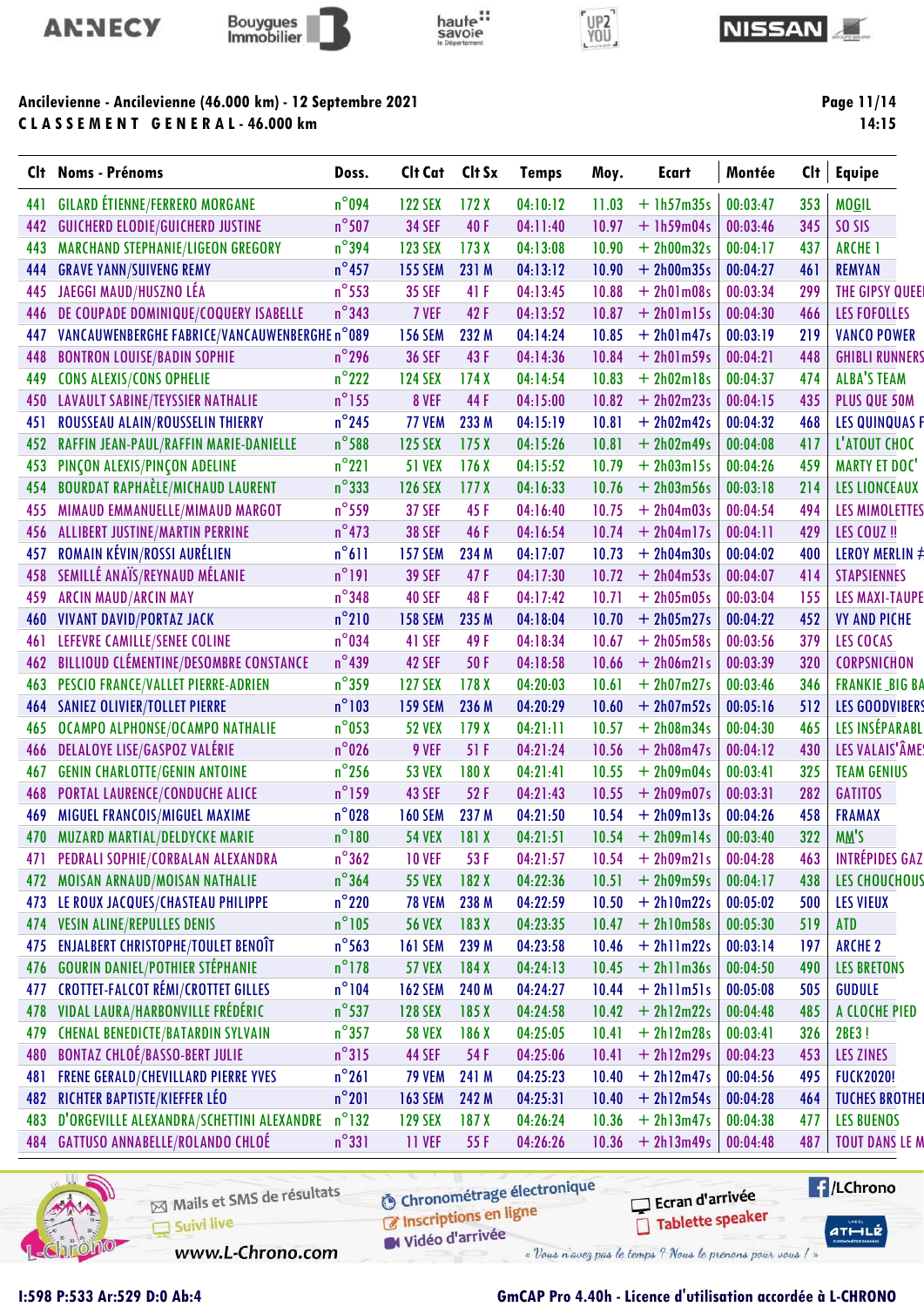## Ancilevienne - Ancilevienne (46.000 km) - 12 Septembre 2021

**CLASSEMENT GENERAL - 46.000 km**

14:15

| Clt | Noms - Prénoms | Doss. | Clt Cat | Clt Sx | Temps | Moy. | Ecart | Montée | Clt | Equipe |
|---|---|---|---|---|---|---|---|---|---|---|
| 441 | GILARD ÉTIENNE/FERRERO MORGANE | n°094 | 122 SEX | 172 X | 04:10:12 | 11.03 | + 1h57m35s | 00:03:47 | 353 | MOGIL |
| 442 | GUICHERD ELODIE/GUICHERD JUSTINE | n°507 | 34 SEF | 40 F | 04:11:40 | 10.97 | + 1h59m04s | 00:03:46 | 345 | SO SIS |
| 443 | MARCHAND STEPHANIE/LIGEON GREGORY | n°394 | 123 SEX | 173 X | 04:13:08 | 10.90 | + 2h00m32s | 00:04:17 | 437 | ARCHE 1 |
| 444 | GRAVE YANN/SUIVENG REMY | n°457 | 155 SEM | 231 M | 04:13:12 | 10.90 | + 2h00m35s | 00:04:27 | 461 | REMYAN |
| 445 | JAEGGI MAUD/HUSZNO LÉA | n°553 | 35 SEF | 41 F | 04:13:45 | 10.88 | + 2h01m08s | 00:03:34 | 299 | THE GIPSY QUEE |
| 446 | DE COUPADE DOMINIQUE/COQUERY ISABELLE | n°343 | 7 VEF | 42 F | 04:13:52 | 10.87 | + 2h01m15s | 00:04:30 | 466 | LES FOFOLLES |
| 447 | VANCAUWENBERGHE FABRICE/VANCAUWENBERGHE | n°089 | 156 SEM | 232 M | 04:14:24 | 10.85 | + 2h01m47s | 00:03:19 | 219 | VANCO POWER |
| 448 | BONTRON LOUISE/BADIN SOPHIE | n°296 | 36 SEF | 43 F | 04:14:36 | 10.84 | + 2h01m59s | 00:04:21 | 448 | GHIBLI RUNNERS |
| 449 | CONS ALEXIS/CONS OPHELIE | n°222 | 124 SEX | 174 X | 04:14:54 | 10.83 | + 2h02m18s | 00:04:37 | 474 | ALBA'S TEAM |
| 450 | LAVAULT SABINE/TEYSSIER NATHALIE | n°155 | 8 VEF | 44 F | 04:15:00 | 10.82 | + 2h02m23s | 00:04:15 | 435 | PLUS QUE 50M |
| 451 | ROUSSEAU ALAIN/ROUSSELIN THIERRY | n°245 | 77 VEM | 233 M | 04:15:19 | 10.81 | + 2h02m42s | 00:04:32 | 468 | LES QUINQUAS F |
| 452 | RAFFIN JEAN-PAUL/RAFFIN MARIE-DANIELLE | n°588 | 125 SEX | 175 X | 04:15:26 | 10.81 | + 2h02m49s | 00:04:08 | 417 | L'ATOUT CHOC |
| 453 | PINÇON ALEXIS/PINÇON ADELINE | n°221 | 51 VEX | 176 X | 04:15:52 | 10.79 | + 2h03m15s | 00:04:26 | 459 | MARTY ET DOC' |
| 454 | BOURDAT RAPHAËLE/MICHAUD LAURENT | n°333 | 126 SEX | 177 X | 04:16:33 | 10.76 | + 2h03m56s | 00:03:18 | 214 | LES LIONCEAUX |
| 455 | MIMAUD EMMANUELLE/MIMAUD MARGOT | n°559 | 37 SEF | 45 F | 04:16:40 | 10.75 | + 2h04m03s | 00:04:54 | 494 | LES MIMOLETTES |
| 456 | ALLIBERT JUSTINE/MARTIN PERRINE | n°473 | 38 SEF | 46 F | 04:16:54 | 10.74 | + 2h04m17s | 00:04:11 | 429 | LES COUZ !! |
| 457 | ROMAIN KÉVIN/ROSSI AURÉLIEN | n°611 | 157 SEM | 234 M | 04:17:07 | 10.73 | + 2h04m30s | 00:04:02 | 400 | LEROY MERLIN # |
| 458 | SEMILLÉ ANAÏS/REYNAUD MÉLANIE | n°191 | 39 SEF | 47 F | 04:17:30 | 10.72 | + 2h04m53s | 00:04:07 | 414 | STAPSIENNES |
| 459 | ARCIN MAUD/ARCIN MAY | n°348 | 40 SEF | 48 F | 04:17:42 | 10.71 | + 2h05m05s | 00:03:04 | 155 | LES MAXI-TAUPE |
| 460 | VIVANT DAVID/PORTAZ JACK | n°210 | 158 SEM | 235 M | 04:18:04 | 10.70 | + 2h05m27s | 00:04:22 | 452 | VY AND PICHE |
| 461 | LEFEVRE CAMILLE/SENEE COLINE | n°034 | 41 SEF | 49 F | 04:18:34 | 10.67 | + 2h05m58s | 00:03:56 | 379 | LES COCAS |
| 462 | BILLIOUD CLÉMENTINE/DESOMBRE CONSTANCE | n°439 | 42 SEF | 50 F | 04:18:58 | 10.66 | + 2h06m21s | 00:03:39 | 320 | CORPSNICHON |
| 463 | PESCIO FRANCE/VALLET PIERRE-ADRIEN | n°359 | 127 SEX | 178 X | 04:20:03 | 10.61 | + 2h07m27s | 00:03:46 | 346 | FRANKIE_BIG BA |
| 464 | SANIEZ OLIVIER/TOLLET PIERRE | n°103 | 159 SEM | 236 M | 04:20:29 | 10.60 | + 2h07m52s | 00:05:16 | 512 | LES GOODVIBERS |
| 465 | OCAMPO ALPHONSE/OCAMPO NATHALIE | n°053 | 52 VEX | 179 X | 04:21:11 | 10.57 | + 2h08m34s | 00:04:30 | 465 | LES INSÉPARABL |
| 466 | DELALOYE LISE/GASPOZ VALÉRIE | n°026 | 9 VEF | 51 F | 04:21:24 | 10.56 | + 2h08m47s | 00:04:12 | 430 | LES VALAIS'ÂME |
| 467 | GENIN CHARLOTTE/GENIN ANTOINE | n°256 | 53 VEX | 180 X | 04:21:41 | 10.55 | + 2h09m04s | 00:03:41 | 325 | TEAM GENIUS |
| 468 | PORTAL LAURENCE/CONDUCHE ALICE | n°159 | 43 SEF | 52 F | 04:21:43 | 10.55 | + 2h09m07s | 00:03:31 | 282 | GATITOS |
| 469 | MIGUEL FRANCOIS/MIGUEL MAXIME | n°028 | 160 SEM | 237 M | 04:21:50 | 10.54 | + 2h09m13s | 00:04:26 | 458 | FRAMAX |
| 470 | MUZARD MARTIAL/DELDYCKE MARIE | n°180 | 54 VEX | 181 X | 04:21:51 | 10.54 | + 2h09m14s | 00:03:40 | 322 | MM'S |
| 471 | PEDRALI SOPHIE/CORBALAN ALEXANDRA | n°362 | 10 VEF | 53 F | 04:21:57 | 10.54 | + 2h09m21s | 00:04:28 | 463 | INTRÉPIDES GAZ |
| 472 | MOISAN ARNAUD/MOISAN NATHALIE | n°364 | 55 VEX | 182 X | 04:22:36 | 10.51 | + 2h09m59s | 00:04:17 | 438 | LES CHOUCHOUS |
| 473 | LE ROUX JACQUES/CHASTEAU PHILIPPE | n°220 | 78 VEM | 238 M | 04:22:59 | 10.50 | + 2h10m22s | 00:05:02 | 500 | LES VIEUX |
| 474 | VESIN ALINE/REPULLES DENIS | n°105 | 56 VEX | 183 X | 04:23:35 | 10.47 | + 2h10m58s | 00:05:30 | 519 | ATD |
| 475 | ENJALBERT CHRISTOPHE/TOULET BENOÎT | n°563 | 161 SEM | 239 M | 04:23:58 | 10.46 | + 2h11m22s | 00:03:14 | 197 | ARCHE 2 |
| 476 | GOURIN DANIEL/POTHIER STÉPHANIE | n°178 | 57 VEX | 184 X | 04:24:13 | 10.45 | + 2h11m36s | 00:04:50 | 490 | LES BRETONS |
| 477 | CROTTET-FALCOT RÉMI/CROTTET GILLES | n°104 | 162 SEM | 240 M | 04:24:27 | 10.44 | + 2h11m51s | 00:05:08 | 505 | GUDULE |
| 478 | VIDAL LAURA/HARBONVILLE FRÉDÉRIC | n°537 | 128 SEX | 185 X | 04:24:58 | 10.42 | + 2h12m22s | 00:04:48 | 485 | A CLOCHE PIED |
| 479 | CHENAL BENEDICTE/BATARDIN SYLVAIN | n°357 | 58 VEX | 186 X | 04:25:05 | 10.41 | + 2h12m28s | 00:03:41 | 326 | 2BE3 ! |
| 480 | BONTAZ CHLOÉ/BASSO-BERT JULIE | n°315 | 44 SEF | 54 F | 04:25:06 | 10.41 | + 2h12m29s | 00:04:23 | 453 | LES ZINES |
| 481 | FRENE GERALD/CHEVILLARD PIERRE YVES | n°261 | 79 VEM | 241 M | 04:25:23 | 10.40 | + 2h12m47s | 00:04:56 | 495 | FUCK2020! |
| 482 | RICHTER BAPTISTE/KIEFFER LÉO | n°201 | 163 SEM | 242 M | 04:25:31 | 10.40 | + 2h12m54s | 00:04:28 | 464 | TUCHES BROTHE |
| 483 | D'ORGEVILLE ALEXANDRA/SCHETTINI ALEXANDRE | n°132 | 129 SEX | 187 X | 04:26:24 | 10.36 | + 2h13m47s | 00:04:38 | 477 | LES BUENOS |
| 484 | GATTUSO ANNABELLE/ROLANDO CHLOÉ | n°331 | 11 VEF | 55 F | 04:26:26 | 10.36 | + 2h13m49s | 00:04:48 | 487 | TOUT DANS LE M |

I:598 P:533 Ar:529 D:0 Ab:4

GmCAP Pro 4.40h - Licence d'utilisation accordée à L-CHRONO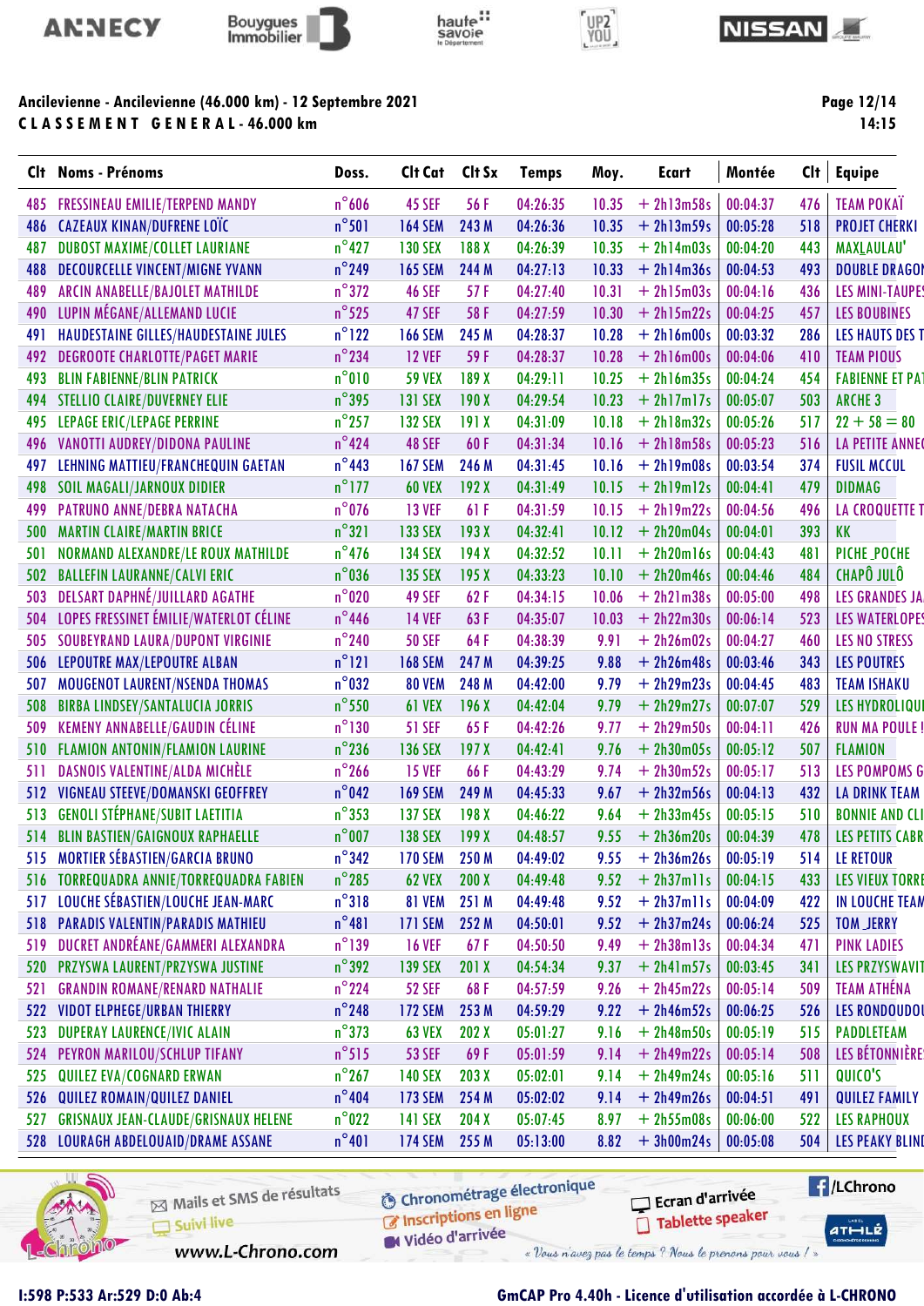Ancilevienne - Ancilevienne (46.000 km) - 12 Septembre 2021

**CLASSEMENT GENERAL - 46.000 km**

| Clt | Noms - Prénoms | Doss. | Clt Cat | Clt Sx | Temps | Moy. | Ecart | Montée | Clt | Equipe |
|---|---|---|---|---|---|---|---|---|---|---|
| 485 | FRESSINEAU EMILIE/TERPEND MANDY | n°606 | 45 SEF | 56 F | 04:26:35 | 10.35 | + 2h13m58s | 00:04:37 | 476 | TEAM POKAÏ |
| 486 | CAZEAUX KINAN/DUFRENE LOÏC | n°501 | 164 SEM | 243 M | 04:26:36 | 10.35 | + 2h13m59s | 00:05:28 | 518 | PROJET CHERKI |
| 487 | DUBOST MAXIME/COLLET LAURIANE | n°427 | 130 SEX | 188 X | 04:26:39 | 10.35 | + 2h14m03s | 00:04:20 | 443 | MAXLAULAU' |
| 488 | DECOURCELLE VINCENT/MIGNE YVANN | n°249 | 165 SEM | 244 M | 04:27:13 | 10.33 | + 2h14m36s | 00:04:53 | 493 | DOUBLE DRAGO |
| 489 | ARCIN LAURANE/BAJOLET MATHILDE | n°372 | 46 SEF | 57 F | 04:27:40 | 10.31 | + 2h15m03s | 00:04:16 | 436 | LES MINI-TAUPE |
| 490 | LUPIN MÉGANE/ALLEMAND LUCIE | n°525 | 47 SEF | 58 F | 04:27:59 | 10.30 | + 2h15m22s | 00:04:25 | 457 | LES BOUBINES |
| 491 | HAUDESTAINE GILLES/HAUDESTAINE JULES | n°122 | 166 SEM | 245 M | 04:28:37 | 10.28 | + 2h16m00s | 00:03:32 | 286 | LES HAUTS DES T |
| 492 | DEGROOTE CHARLOTTE/PAGET MARIE | n°234 | 12 VEF | 59 F | 04:28:37 | 10.28 | + 2h16m00s | 00:04:06 | 410 | TEAM PIOUS |
| 493 | BLIN FABIENNE/BLIN PATRICK | n°010 | 59 VEX | 189 X | 04:29:11 | 10.25 | + 2h16m35s | 00:04:24 | 454 | FABIENNE ET PA |
| 494 | STELLIO CLAIRE/DUVERNEY ELIE | n°395 | 131 SEX | 190 X | 04:29:54 | 10.23 | + 2h17m17s | 00:05:07 | 503 | ARCHE 3 |
| 495 | LEPAGE ERIC/LEPAGE PERRINE | n°257 | 132 SEX | 191 X | 04:31:09 | 10.18 | + 2h18m32s | 00:05:26 | 517 | 22 + 58 = 80 |
| 496 | VANOTTI AUDREY/DIDONA PAULINE | n°424 | 48 SEF | 60 F | 04:31:34 | 10.16 | + 2h18m58s | 00:05:23 | 516 | LA PETITE ANNE |
| 497 | LEHNING MATTIEU/FRANCHEQUIN GAETAN | n°443 | 167 SEM | 246 M | 04:31:45 | 10.16 | + 2h19m08s | 00:03:54 | 374 | FUSIL MCCUL |
| 498 | SOIL MAGALI/JARNOUX DIDIER | n°177 | 60 VEX | 192 X | 04:31:49 | 10.15 | + 2h19m12s | 00:04:41 | 479 | DIDMAG |
| 499 | PATRUNO ANNE/DEBRA NATACHA | n°076 | 13 VEF | 61 F | 04:31:59 | 10.15 | + 2h19m22s | 00:04:56 | 496 | LA CROQUETTE T |
| 500 | MARTIN CLAIRE/MARTIN BRICE | n°321 | 133 SEX | 193 X | 04:32:41 | 10.12 | + 2h20m04s | 00:04:01 | 393 | KK |
| 501 | NORMAND ALEXANDRE/LE ROUX MATHILDE | n°476 | 134 SEX | 194 X | 04:32:52 | 10.11 | + 2h20m16s | 00:04:43 | 481 | PICHE_POCHE |
| 502 | BALLEFIN LAURANNE/CALVI ERIC | n°036 | 135 SEX | 195 X | 04:33:23 | 10.10 | + 2h20m46s | 00:04:46 | 484 | CHAPÔ JULÔ |
| 503 | DELSART DAPHNÉ/JUILLARD AGATHE | n°020 | 49 SEF | 62 F | 04:34:15 | 10.06 | + 2h21m38s | 00:05:00 | 498 | LES GRANDES JA |
| 504 | LOPES FRESSINET ÉMILIE/WATERLOT CÉLINE | n°446 | 14 VEF | 63 F | 04:35:07 | 10.03 | + 2h22m30s | 00:06:14 | 523 | LES WATERLOPE |
| 505 | SOUBEYRAND LAURA/DUPONT VIRGINIE | n°240 | 50 SEF | 64 F | 04:38:39 | 9.91 | + 2h26m02s | 00:04:27 | 460 | LES NO STRESS |
| 506 | LEPOUTRE MAX/LEPOUTRE ALBAN | n°121 | 168 SEM | 247 M | 04:39:25 | 9.88 | + 2h26m48s | 00:03:46 | 343 | LES POUTRES |
| 507 | MOUGENOT LAURENT/NSENDA THOMAS | n°032 | 80 VEM | 248 M | 04:42:00 | 9.79 | + 2h29m23s | 00:04:45 | 483 | TEAM ISHAKU |
| 508 | BIRBA LINDSEY/SANTALUCIA JORRIS | n°550 | 61 VEX | 196 X | 04:42:04 | 9.79 | + 2h29m27s | 00:07:07 | 529 | LES HYDROLIQU |
| 509 | KEMENY ANNABELLE/GAUDIN CÉLINE | n°130 | 51 SEF | 65 F | 04:42:26 | 9.77 | + 2h29m50s | 00:04:11 | 426 | RUN MA POULE ! |
| 510 | FLAMION ANTONIN/FLAMION LAURINE | n°236 | 136 SEX | 197 X | 04:42:41 | 9.76 | + 2h30m05s | 00:05:12 | 507 | FLAMION |
| 511 | DASNOIS VALENTINE/ALDA MICHÈLE | n°266 | 15 VEF | 66 F | 04:43:29 | 9.74 | + 2h30m52s | 00:05:17 | 513 | LES POMPOMS G |
| 512 | VIGNEAU STEEVE/DOMANSKI GEOFFREY | n°042 | 169 SEM | 249 M | 04:45:33 | 9.67 | + 2h32m56s | 00:04:13 | 432 | LA DRINK TEAM |
| 513 | GENOLI STÉPHANE/SUBIT LAETITIA | n°353 | 137 SEX | 198 X | 04:46:22 | 9.64 | + 2h33m45s | 00:05:15 | 510 | BONNIE AND CLI |
| 514 | BLIN BASTIEN/GAIGNOUX RAPHAELLE | n°007 | 138 SEX | 199 X | 04:48:57 | 9.55 | + 2h36m20s | 00:04:39 | 478 | LES PETITS CABR |
| 515 | MORTIER SÉBASTIEN/GARCIA BRUNO | n°342 | 170 SEM | 250 M | 04:49:02 | 9.55 | + 2h36m26s | 00:05:19 | 514 | LE RETOUR |
| 516 | TORREQUADRA ANNIE/TORREQUADRA FABIEN | n°285 | 62 VEX | 200 X | 04:49:48 | 9.52 | + 2h37m11s | 00:04:15 | 433 | LES VIEUX TORRE |
| 517 | LOUCHE SÉBASTIEN/LOUCHE JEAN-MARC | n°318 | 81 VEM | 251 M | 04:49:48 | 9.52 | + 2h37m11s | 00:04:09 | 422 | IN LOUCHE TEAM |
| 518 | PARADIS VALENTIN/PARADIS MATHIEU | n°481 | 171 SEM | 252 M | 04:50:01 | 9.52 | + 2h37m24s | 00:06:24 | 525 | TOM_JERRY |
| 519 | DUCRET ANDRÉANE/GAMMERI ALEXANDRA | n°139 | 16 VEF | 67 F | 04:50:50 | 9.49 | + 2h38m13s | 00:04:34 | 471 | PINK LADIES |
| 520 | PRZYSWA LAURENT/PRZYSWA JUSTINE | n°392 | 139 SEX | 201 X | 04:54:34 | 9.37 | + 2h41m57s | 00:03:45 | 341 | LES PRZYSWAVIT |
| 521 | GRANDIN ROMANE/RENARD NATHALIE | n°224 | 52 SEF | 68 F | 04:57:59 | 9.26 | + 2h45m22s | 00:05:14 | 509 | TEAM ATHÉNA |
| 522 | VIDOT ELPHEGE/URBAN THIERRY | n°248 | 172 SEM | 253 M | 04:59:29 | 9.22 | + 2h46m52s | 00:06:25 | 526 | LES RONDOUDO |
| 523 | DUPERAY LAURENCE/IVIC ALAIN | n°373 | 63 VEX | 202 X | 05:01:27 | 9.16 | + 2h48m50s | 00:05:19 | 515 | PADDLETEAM |
| 524 | PEYRON MARILOU/SCHLUP TIFANY | n°515 | 53 SEF | 69 F | 05:01:59 | 9.14 | + 2h49m22s | 00:05:14 | 508 | LES BÉTONNIÈR |
| 525 | QUILEZ EVA/COGNARD ERWAN | n°267 | 140 SEX | 203 X | 05:02:01 | 9.14 | + 2h49m24s | 00:05:16 | 511 | QUICO'S |
| 526 | QUILEZ ROMAIN/QUILEZ DANIEL | n°404 | 173 SEM | 254 M | 05:02:02 | 9.14 | + 2h49m26s | 00:04:51 | 491 | QUILEZ FAMILY |
| 527 | GRISNAUX JEAN-CLAUDE/GRISNAUX HELENE | n°022 | 141 SEX | 204 X | 05:07:45 | 8.97 | + 2h55m08s | 00:06:00 | 522 | LES RAPHOUX |
| 528 | LOURAGH ABDELOUAID/DRAME ASSANE | n°401 | 174 SEM | 255 M | 05:13:00 | 8.82 | + 3h00m24s | 00:05:08 | 504 | LES PEAKY BLIN |

I:598 P:533 Ar:529 D:0 Ab:4

GmCAP Pro 4.40h - Licence d'utilisation accordée à L-CHRONO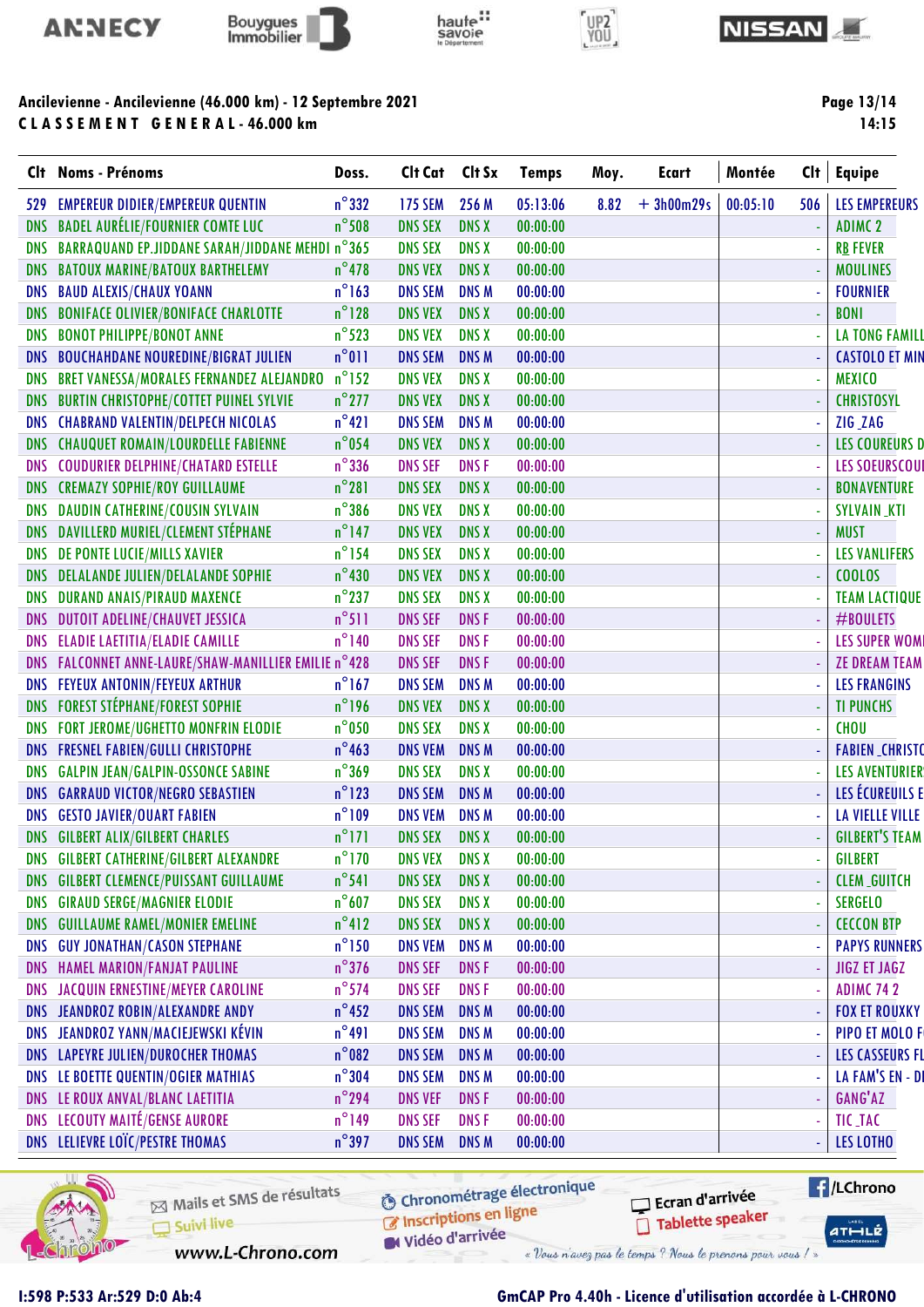Ancilevienne - Ancilevienne (46.000 km) - 12 Septembre 2021

CLASSEMENT GENERAL - 46.000 km

14:15

| Clt | Noms - Prénoms | Doss. | Clt Cat | Clt Sx | Temps | Moy. | Ecart | Montée | Clt | Equipe |
|---|---|---|---|---|---|---|---|---|---|---|
| 529 | EMPEREUR DIDIER/EMPEREUR QUENTIN | n°332 | 175 SEM | 256 M | 05:13:06 | 8.82 | + 3h00m29s | 00:05:10 | 506 | LES EMPEREURS |
| DNS | BADEL AURÉLIE/FOURNIER COMTE LUC | n°508 | DNS SEX | DNS X | 00:00:00 | | | | - | ADIMC 2 |
| DNS | BARRAQUAND EP.JIDDANE SARAH/JIDDANE MEHDI | n°365 | DNS SEX | DNS X | 00:00:00 | | | | - | RB FEVER |
| DNS | BATOUX MARINE/BATOUX BARTHELEMY | n°478 | DNS VEX | DNS X | 00:00:00 | | | | - | MOULINES |
| DNS | BAUD ALEXIS/CHAUX YOANN | n°163 | DNS SEM | DNS M | 00:00:00 | | | | - | FOURNIER |
| DNS | BONIFACE OLIVIER/BONIFACE CHARLOTTE | n°128 | DNS VEX | DNS X | 00:00:00 | | | | - | BONI |
| DNS | BONOT PHILIPPE/BONOT ANNE | n°523 | DNS VEX | DNS X | 00:00:00 | | | | - | LA TONG FAMILL |
| DNS | BOUCHAHDANE NOUREDINE/BIGRAT JULIEN | n°011 | DNS SEM | DNS M | 00:00:00 | | | | - | CASTOLO ET MIN |
| DNS | BRET VANESSA/MORALES FERNANDEZ ALEJANDRO | n°152 | DNS VEX | DNS X | 00:00:00 | | | | - | MEXICO |
| DNS | BURTIN CHRISTOPHE/COTTET PUINEL SYLVIE | n°277 | DNS VEX | DNS X | 00:00:00 | | | | - | CHRISTOSYL |
| DNS | CHABRAND VALENTIN/DELPECH NICOLAS | n°421 | DNS SEM | DNS M | 00:00:00 | | | | - | ZIG_ZAG |
| DNS | CHAUQUET ROMAIN/LOURDELLE FABIENNE | n°054 | DNS VEX | DNS X | 00:00:00 | | | | - | LES COUREURS D |
| DNS | COUDURIER DELPHINE/CHATARD ESTELLE | n°336 | DNS SEF | DNS F | 00:00:00 | | | | - | LES SOEURSCOU |
| DNS | CREMAZY SOPHIE/ROY GUILLAUME | n°281 | DNS SEX | DNS X | 00:00:00 | | | | - | BONAVENTURE |
| DNS | DAUDIN CATHERINE/COUSIN SYLVAIN | n°386 | DNS VEX | DNS X | 00:00:00 | | | | - | SYLVAIN_KTI |
| DNS | DAVILLERD MURIEL/CLEMENT STÉPHANE | n°147 | DNS VEX | DNS X | 00:00:00 | | | | - | MUST |
| DNS | DE PONTE LUCIE/MILLS XAVIER | n°154 | DNS SEX | DNS X | 00:00:00 | | | | - | LES VANLIFERS |
| DNS | DELALANDE JULIEN/DELALANDE SOPHIE | n°430 | DNS VEX | DNS X | 00:00:00 | | | | - | COOLOS |
| DNS | DURAND ANAIS/PIRAUD MAXENCE | n°237 | DNS SEX | DNS X | 00:00:00 | | | | - | TEAM LACTIQUE |
| DNS | DUTOIT ADELINE/CHAUVET JESSICA | n°511 | DNS SEF | DNS F | 00:00:00 | | | | - | #BOULETS |
| DNS | ELADIE LAETITIA/ELADIE CAMILLE | n°140 | DNS SEF | DNS F | 00:00:00 | | | | - | LES SUPER WOM |
| DNS | FALCONNET ANNE-LAURE/SHAW-MANILLIER EMILIE | n°428 | DNS SEF | DNS F | 00:00:00 | | | | - | ZE DREAM TEAM |
| DNS | FEYEUX ANTONIN/FEYEUX ARTHUR | n°167 | DNS SEM | DNS M | 00:00:00 | | | | - | LES FRANGINS |
| DNS | FOREST STÉPHANE/FOREST SOPHIE | n°196 | DNS VEX | DNS X | 00:00:00 | | | | - | TI PUNCHS |
| DNS | FORT JEROME/UGHETTO MONFRIN ELODIE | n°050 | DNS SEX | DNS X | 00:00:00 | | | | - | CHOU |
| DNS | FRESNEL FABIEN/GULLI CHRISTOPHE | n°463 | DNS VEM | DNS M | 00:00:00 | | | | - | FABIEN_CHRISTO |
| DNS | GALPIN JEAN/GALPIN-OSSONCE SABINE | n°369 | DNS SEX | DNS X | 00:00:00 | | | | - | LES AVENTURIER |
| DNS | GARRAUD VICTOR/NEGRO SEBASTIEN | n°123 | DNS SEM | DNS M | 00:00:00 | | | | - | LES ÉCUREUILS E |
| DNS | GESTO JAVIER/OUART FABIEN | n°109 | DNS VEM | DNS M | 00:00:00 | | | | - | LA VIELLE VILLE |
| DNS | GILBERT ALIX/GILBERT CHARLES | n°171 | DNS SEX | DNS X | 00:00:00 | | | | - | GILBERT'S TEAM |
| DNS | GILBERT CATHERINE/GILBERT ALEXANDRE | n°170 | DNS VEX | DNS X | 00:00:00 | | | | - | GILBERT |
| DNS | GILBERT CLEMENCE/PUISSANT GUILLAUME | n°541 | DNS SEX | DNS X | 00:00:00 | | | | - | CLEM_GUITCH |
| DNS | GIRAUD SERGE/MAGNIER ELODIE | n°607 | DNS SEX | DNS X | 00:00:00 | | | | - | SERGELO |
| DNS | GUILLAUME RAMEL/MONIER EMELINE | n°412 | DNS SEX | DNS X | 00:00:00 | | | | - | CECCON BTP |
| DNS | GUY JONATHAN/CASON STEPHANE | n°150 | DNS VEM | DNS M | 00:00:00 | | | | - | PAPYS RUNNERS |
| DNS | HAMEL MARION/FANJAT PAULINE | n°376 | DNS SEF | DNS F | 00:00:00 | | | | - | JIGZ ET JAGZ |
| DNS | JACQUIN ERNESTINE/MEYER CAROLINE | n°574 | DNS SEF | DNS F | 00:00:00 | | | | - | ADIMC 74 2 |
| DNS | JEANDROZ ROBIN/ALEXANDRE ANDY | n°452 | DNS SEM | DNS M | 00:00:00 | | | | - | FOX ET ROUXKY |
| DNS | JEANDROZ YANN/MACIEJEWSKI KÉVIN | n°491 | DNS SEM | DNS M | 00:00:00 | | | | - | PIPO ET MOLO F |
| DNS | LAPEYRE JULIEN/DUROCHER THOMAS | n°082 | DNS SEM | DNS M | 00:00:00 | | | | - | LES CASSEURS FL |
| DNS | LE BOETTE QUENTIN/OGIER MATHIAS | n°304 | DNS SEM | DNS M | 00:00:00 | | | | - | LA FAM'S EN - D |
| DNS | LE ROUX ANVAL/BLANC LAETITIA | n°294 | DNS VEF | DNS F | 00:00:00 | | | | - | GANG'AZ |
| DNS | LECOUTY MAITÉ/GENSE AURORE | n°149 | DNS SEF | DNS F | 00:00:00 | | | | - | TIC_TAC |
| DNS | LELIEVRE LOÏC/PESTRE THOMAS | n°397 | DNS SEM | DNS M | 00:00:00 | | | | - | LES LOTHO |

I:598 P:533 Ar:529 D:0 Ab:4

GmCAP Pro 4.40h - Licence d'utilisation accordée à L-CHRONO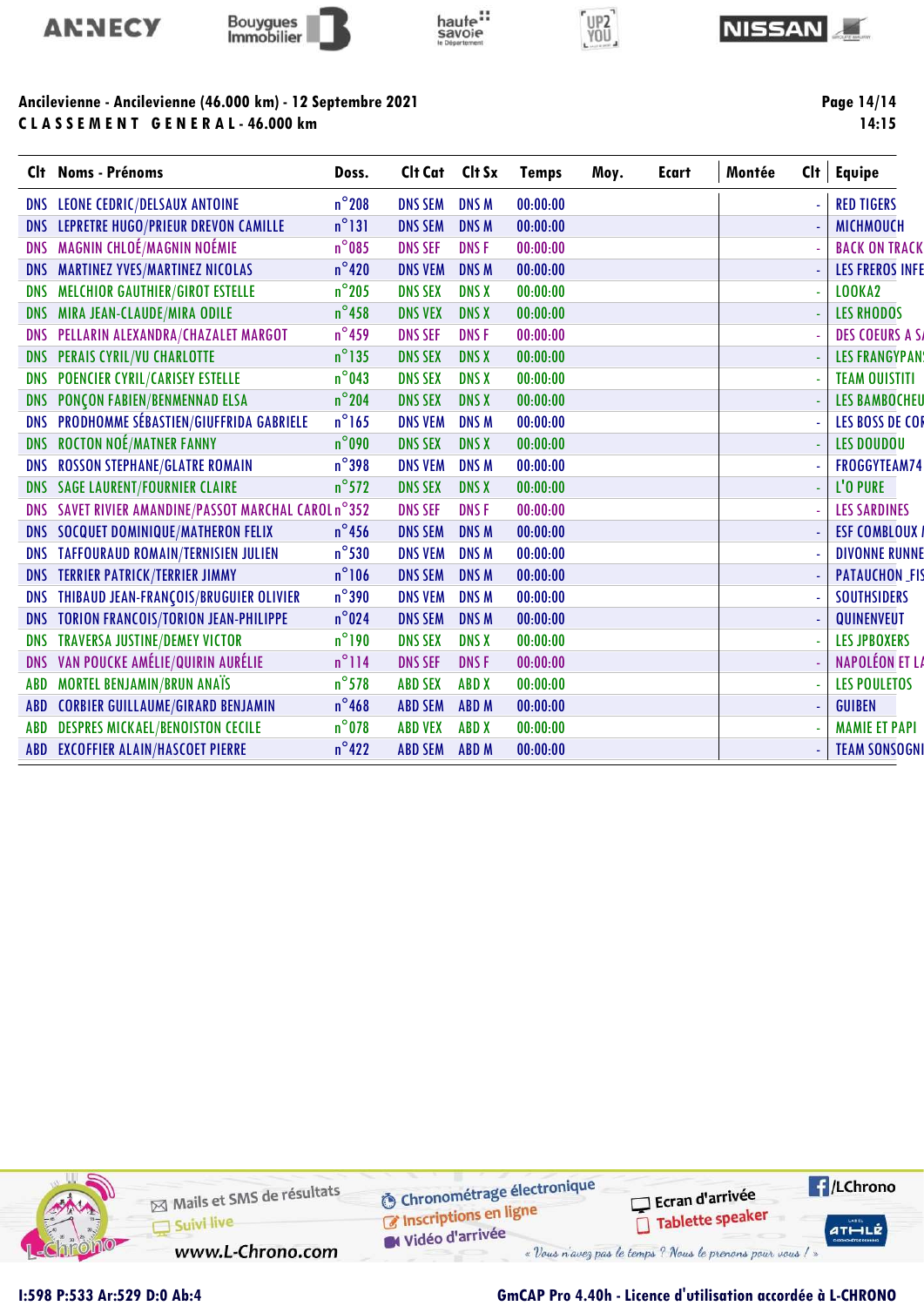**Ancilevienne - Ancilevienne (46.000 km) - 12 Septembre 2021**

**C L A S S E M E N T   G E N E R A L - 46.000 km**

| Clt | Noms - Prénoms | Doss. | Clt Cat | Clt Sx | Temps | Moy. | Ecart | Montée | Clt | Equipe |
|---|---|---|---|---|---|---|---|---|---|---|
| DNS | LEONE CEDRIC/DELSAUX ANTOINE | n°208 | DNS SEM | DNS M | 00:00:00 | | | | - | RED TIGERS |
| DNS | LEPRETRE HUGO/PRIEUR DREVON CAMILLE | n°131 | DNS SEM | DNS M | 00:00:00 | | | | - | MICHMOUCH |
| DNS | MAGNIN CHLOÉ/MAGNIN NOÉMIE | n°085 | DNS SEF | DNS F | 00:00:00 | | | | - | BACK ON TRACK |
| DNS | MARTINEZ YVES/MARTINEZ NICOLAS | n°420 | DNS VEM | DNS M | 00:00:00 | | | | - | LES FREROS INFE |
| DNS | MELCHIOR GAUTHIER/GIROT ESTELLE | n°205 | DNS SEX | DNS X | 00:00:00 | | | | - | LOOKA2 |
| DNS | MIRA JEAN-CLAUDE/MIRA ODILE | n°458 | DNS VEX | DNS X | 00:00:00 | | | | - | LES RHODOS |
| DNS | PELLARIN ALEXANDRA/CHAZALET MARGOT | n°459 | DNS SEF | DNS F | 00:00:00 | | | | - | DES COEURS A S |
| DNS | PERAIS CYRIL/VU CHARLOTTE | n°135 | DNS SEX | DNS X | 00:00:00 | | | | - | LES FRANGYPAN |
| DNS | POENCIER CYRIL/CARISEY ESTELLE | n°043 | DNS SEX | DNS X | 00:00:00 | | | | - | TEAM OUISTITI |
| DNS | PONÇON FABIEN/BENMENNAD ELSA | n°204 | DNS SEX | DNS X | 00:00:00 | | | | - | LES BAMBOCHEU |
| DNS | PRODHOMME SÉBASTIEN/GIUFFRIDA GABRIELE | n°165 | DNS VEM | DNS M | 00:00:00 | | | | - | LES BOSS DE COR |
| DNS | ROCTON NOÉ/MATNER FANNY | n°090 | DNS SEX | DNS X | 00:00:00 | | | | - | LES DOUDOU |
| DNS | ROSSON STEPHANE/GLATRE ROMAIN | n°398 | DNS VEM | DNS M | 00:00:00 | | | | - | FROGGYTEAM74 |
| DNS | SAGE LAURENT/FOURNIER CLAIRE | n°572 | DNS SEX | DNS X | 00:00:00 | | | | - | L'O PURE |
| DNS | SAVET RIVIER AMANDINE/PASSOT MARCHAL CAROL | n°352 | DNS SEF | DNS F | 00:00:00 | | | | - | LES SARDINES |
| DNS | SOCQUET DOMINIQUE/MATHERON FELIX | n°456 | DNS SEM | DNS M | 00:00:00 | | | | - | ESF COMBLOUX |
| DNS | TAFFOURAUD ROMAIN/TERNISIEN JULIEN | n°530 | DNS VEM | DNS M | 00:00:00 | | | | - | DIVONNE RUNNE |
| DNS | TERRIER PATRICK/TERRIER JIMMY | n°106 | DNS SEM | DNS M | 00:00:00 | | | | - | PATAUCHON_FIS |
| DNS | THIBAUD JEAN-FRANÇOIS/BRUGUIER OLIVIER | n°390 | DNS VEM | DNS M | 00:00:00 | | | | - | SOUTHSIDERS |
| DNS | TORION FRANCOIS/TORION JEAN-PHILIPPE | n°024 | DNS SEM | DNS M | 00:00:00 | | | | - | QUINENVEUT |
| DNS | TRAVERSA JUSTINE/DEMEY VICTOR | n°190 | DNS SEX | DNS X | 00:00:00 | | | | - | LES JPBOXERS |
| DNS | VAN POUCKE AMÉLIE/QUIRIN AURÉLIE | n°114 | DNS SEF | DNS F | 00:00:00 | | | | - | NAPOLÉON ET LA |
| ABD | MORTEL BENJAMIN/BRUN ANAÏS | n°578 | ABD SEX | ABD X | 00:00:00 | | | | - | LES POULETOS |
| ABD | CORBIER GUILLAUME/GIRARD BENJAMIN | n°468 | ABD SEM | ABD M | 00:00:00 | | | | - | GUIBEN |
| ABD | DESPRES MICKAEL/BENOISTON CECILE | n°078 | ABD VEX | ABD X | 00:00:00 | | | | - | MAMIE ET PAPI |
| ABD | EXCOFFIER ALAIN/HASCOET PIERRE | n°422 | ABD SEM | ABD M | 00:00:00 | | | | - | TEAM SONSOGNI |

I:598 P:533 Ar:529 D:0 Ab:4

GmCAP Pro 4.40h - Licence d'utilisation accordée à L-CHRONO